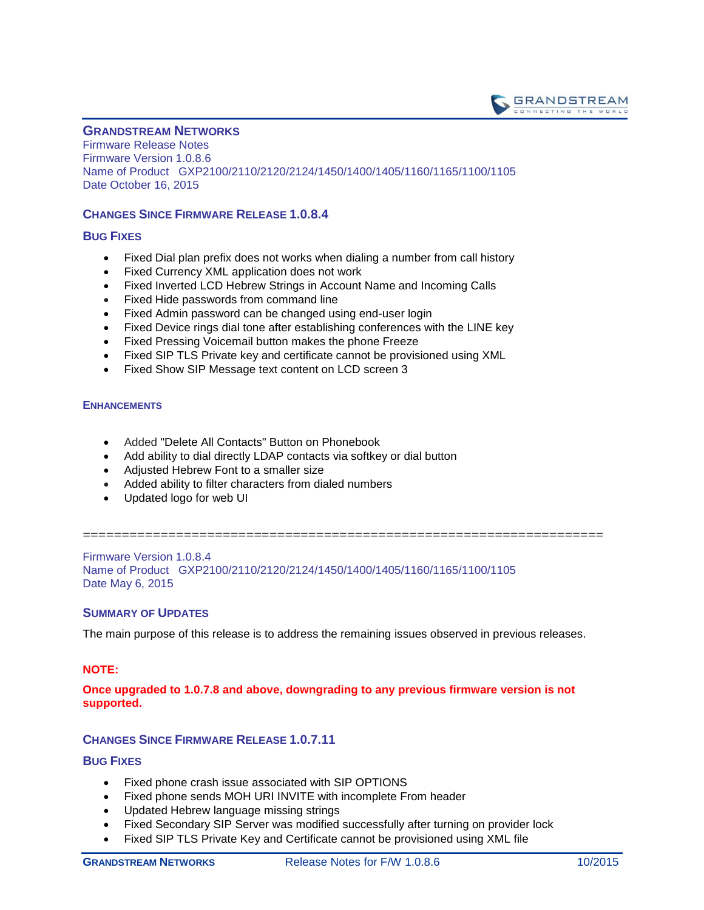## GRANDSTREAM NETWORKS

Firmware Release Notes
Firmware Version 1.0.8.6
Name of Product GXP2100/2110/2120/2124/1450/1400/1405/1160/1165/1100/1105
Date October 16, 2015

### CHANGES SINCE FIRMWARE RELEASE 1.0.8.4

### BUG FIXES

- Fixed Dial plan prefix does not works when dialing a number from call history
- Fixed Currency XML application does not work
- Fixed Inverted LCD Hebrew Strings in Account Name and Incoming Calls
- Fixed Hide passwords from command line
- Fixed Admin password can be changed using end-user login
- Fixed Device rings dial tone after establishing conferences with the LINE key
- Fixed Pressing Voicemail button makes the phone Freeze
- Fixed SIP TLS Private key and certificate cannot be provisioned using XML
- Fixed Show SIP Message text content on LCD screen 3

### ENHANCEMENTS

- Added "Delete All Contacts" Button on Phonebook
- Add ability to dial directly LDAP contacts via softkey or dial button
- Adjusted Hebrew Font to a smaller size
- Added ability to filter characters from dialed numbers
- Updated logo for web UI

=================================================================

Firmware Version 1.0.8.4
Name of Product GXP2100/2110/2120/2124/1450/1400/1405/1160/1165/1100/1105
Date May 6, 2015

### SUMMARY OF UPDATES

The main purpose of this release is to address the remaining issues observed in previous releases.

**NOTE:**

**Once upgraded to 1.0.7.8 and above, downgrading to any previous firmware version is not supported.**

### CHANGES SINCE FIRMWARE RELEASE 1.0.7.11

### BUG FIXES

- Fixed phone crash issue associated with SIP OPTIONS
- Fixed phone sends MOH URI INVITE with incomplete From header
- Updated Hebrew language missing strings
- Fixed Secondary SIP Server was modified successfully after turning on provider lock
- Fixed SIP TLS Private Key and Certificate cannot be provisioned using XML file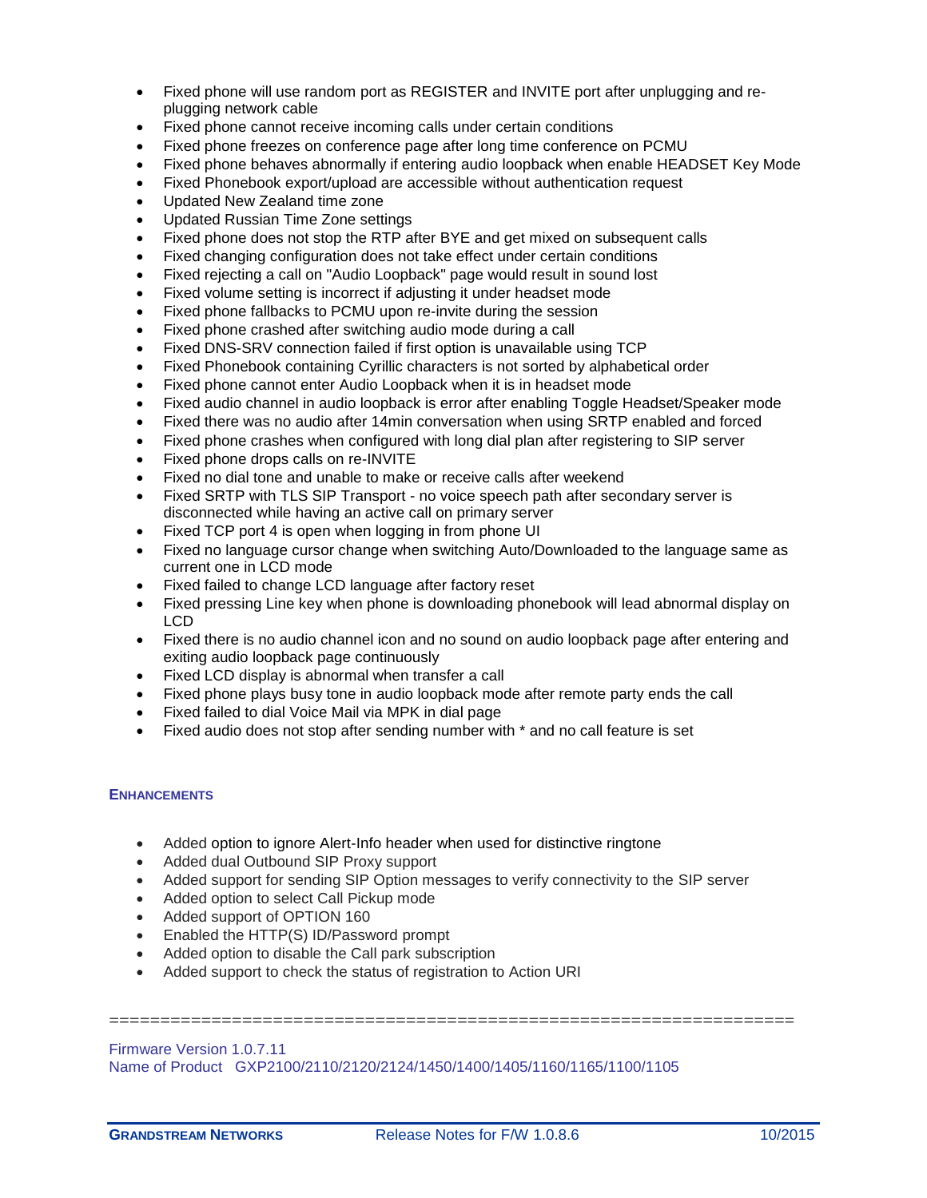- Fixed phone will use random port as REGISTER and INVITE port after unplugging and re-plugging network cable
- Fixed phone cannot receive incoming calls under certain conditions
- Fixed phone freezes on conference page after long time conference on PCMU
- Fixed phone behaves abnormally if entering audio loopback when enable HEADSET Key Mode
- Fixed Phonebook export/upload are accessible without authentication request
- Updated New Zealand time zone
- Updated Russian Time Zone settings
- Fixed phone does not stop the RTP after BYE and get mixed on subsequent calls
- Fixed changing configuration does not take effect under certain conditions
- Fixed rejecting a call on "Audio Loopback" page would result in sound lost
- Fixed volume setting is incorrect if adjusting it under headset mode
- Fixed phone fallbacks to PCMU upon re-invite during the session
- Fixed phone crashed after switching audio mode during a call
- Fixed DNS-SRV connection failed if first option is unavailable using TCP
- Fixed Phonebook containing Cyrillic characters is not sorted by alphabetical order
- Fixed phone cannot enter Audio Loopback when it is in headset mode
- Fixed audio channel in audio loopback is error after enabling Toggle Headset/Speaker mode
- Fixed there was no audio after 14min conversation when using SRTP enabled and forced
- Fixed phone crashes when configured with long dial plan after registering to SIP server
- Fixed phone drops calls on re-INVITE
- Fixed no dial tone and unable to make or receive calls after weekend
- Fixed SRTP with TLS SIP Transport - no voice speech path after secondary server is disconnected while having an active call on primary server
- Fixed TCP port 4 is open when logging in from phone UI
- Fixed no language cursor change when switching Auto/Downloaded to the language same as current one in LCD mode
- Fixed failed to change LCD language after factory reset
- Fixed pressing Line key when phone is downloading phonebook will lead abnormal display on LCD
- Fixed there is no audio channel icon and no sound on audio loopback page after entering and exiting audio loopback page continuously
- Fixed LCD display is abnormal when transfer a call
- Fixed phone plays busy tone in audio loopback mode after remote party ends the call
- Fixed failed to dial Voice Mail via MPK in dial page
- Fixed audio does not stop after sending number with * and no call feature is set

**ENHANCEMENTS**

- Added option to ignore Alert-Info header when used for distinctive ringtone
- Added dual Outbound SIP Proxy support
- Added support for sending SIP Option messages to verify connectivity to the SIP server
- Added option to select Call Pickup mode
- Added support of OPTION 160
- Enabled the HTTP(S) ID/Password prompt
- Added option to disable the Call park subscription
- Added support to check the status of registration to Action URI

=================================================================

Firmware Version 1.0.7.11
Name of Product GXP2100/2110/2120/2124/1450/1400/1405/1160/1165/1100/1105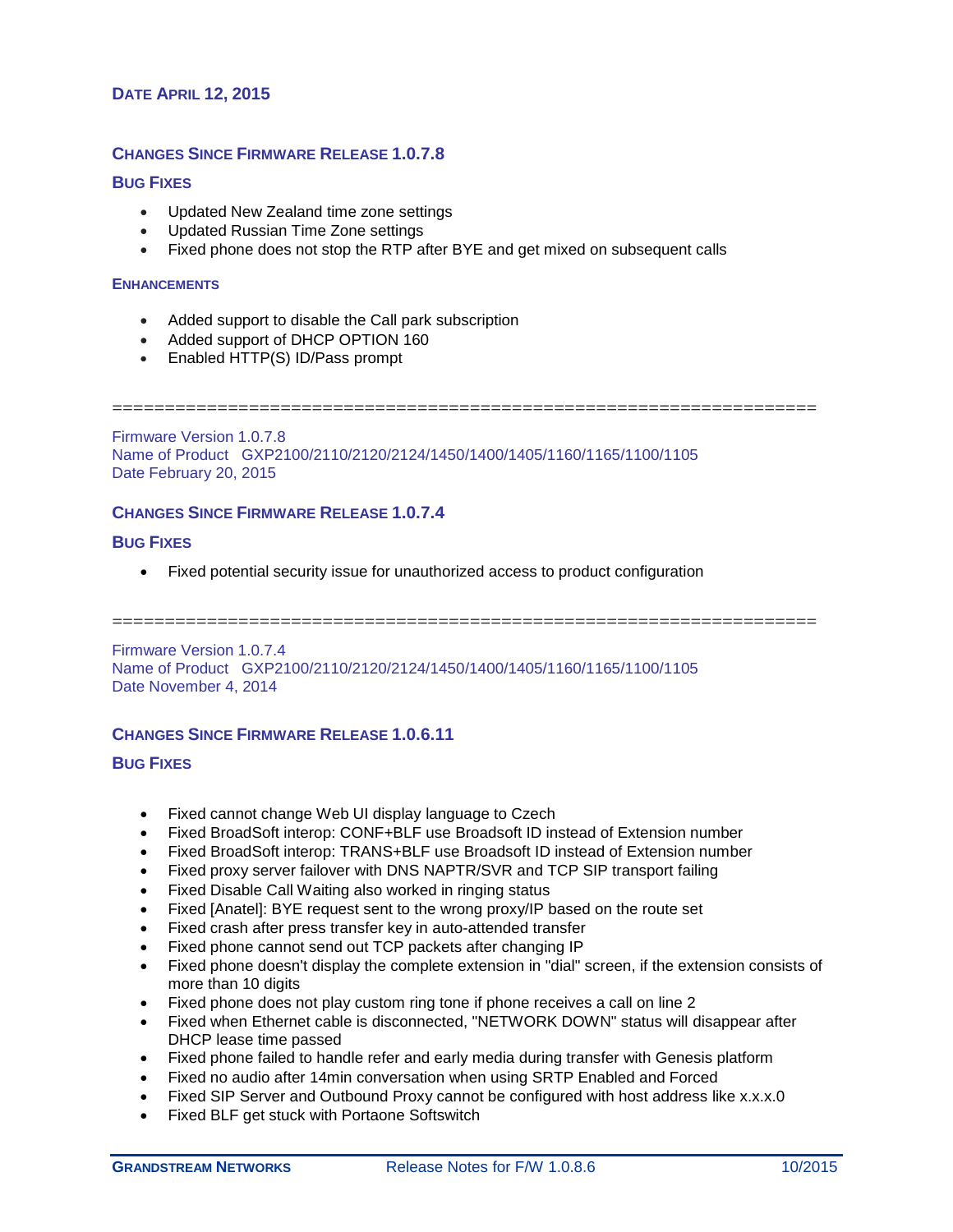### DATE APRIL 12, 2015

### CHANGES SINCE FIRMWARE RELEASE 1.0.7.8

### BUG FIXES

- Updated New Zealand time zone settings
- Updated Russian Time Zone settings
- Fixed phone does not stop the RTP after BYE and get mixed on subsequent calls

### ENHANCEMENTS

- Added support to disable the Call park subscription
- Added support of DHCP OPTION 160
- Enabled HTTP(S) ID/Pass prompt

================================================================

Firmware Version 1.0.7.8
Name of Product GXP2100/2110/2120/2124/1450/1400/1405/1160/1165/1100/1105
Date February 20, 2015

### CHANGES SINCE FIRMWARE RELEASE 1.0.7.4

### BUG FIXES

- Fixed potential security issue for unauthorized access to product configuration

================================================================

Firmware Version 1.0.7.4
Name of Product GXP2100/2110/2120/2124/1450/1400/1405/1160/1165/1100/1105
Date November 4, 2014

### CHANGES SINCE FIRMWARE RELEASE 1.0.6.11

### BUG FIXES

- Fixed cannot change Web UI display language to Czech
- Fixed BroadSoft interop: CONF+BLF use Broadsoft ID instead of Extension number
- Fixed BroadSoft interop: TRANS+BLF use Broadsoft ID instead of Extension number
- Fixed proxy server failover with DNS NAPTR/SVR and TCP SIP transport failing
- Fixed Disable Call Waiting also worked in ringing status
- Fixed [Anatel]: BYE request sent to the wrong proxy/IP based on the route set
- Fixed crash after press transfer key in auto-attended transfer
- Fixed phone cannot send out TCP packets after changing IP
- Fixed phone doesn't display the complete extension in "dial" screen, if the extension consists of more than 10 digits
- Fixed phone does not play custom ring tone if phone receives a call on line 2
- Fixed when Ethernet cable is disconnected, "NETWORK DOWN" status will disappear after DHCP lease time passed
- Fixed phone failed to handle refer and early media during transfer with Genesis platform
- Fixed no audio after 14min conversation when using SRTP Enabled and Forced
- Fixed SIP Server and Outbound Proxy cannot be configured with host address like x.x.x.0
- Fixed BLF get stuck with Portaone Softswitch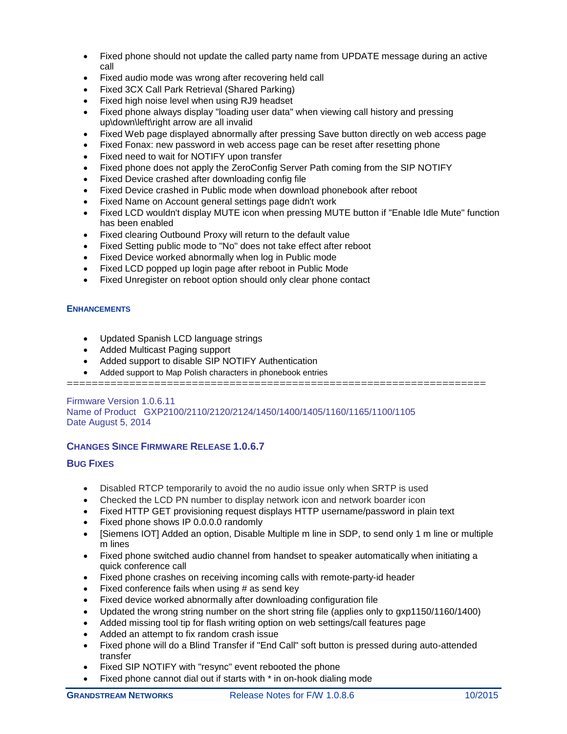- Fixed phone should not update the called party name from UPDATE message during an active call
- Fixed audio mode was wrong after recovering held call
- Fixed 3CX Call Park Retrieval (Shared Parking)
- Fixed high noise level when using RJ9 headset
- Fixed phone always display "loading user data" when viewing call history and pressing up\down\left\right arrow are all invalid
- Fixed Web page displayed abnormally after pressing Save button directly on web access page
- Fixed Fonax: new password in web access page can be reset after resetting phone
- Fixed need to wait for NOTIFY upon transfer
- Fixed phone does not apply the ZeroConfig Server Path coming from the SIP NOTIFY
- Fixed Device crashed after downloading config file
- Fixed Device crashed in Public mode when download phonebook after reboot
- Fixed Name on Account general settings page didn't work
- Fixed LCD wouldn't display MUTE icon when pressing MUTE button if "Enable Idle Mute" function has been enabled
- Fixed clearing Outbound Proxy will return to the default value
- Fixed Setting public mode to "No" does not take effect after reboot
- Fixed Device worked abnormally when log in Public mode
- Fixed LCD popped up login page after reboot in Public Mode
- Fixed Unregister on reboot option should only clear phone contact

### ENHANCEMENTS

- Updated Spanish LCD language strings
- Added Multicast Paging support
- Added support to disable SIP NOTIFY Authentication
- Added support to Map Polish characters in phonebook entries

=================================================================

Firmware Version 1.0.6.11
Name of Product GXP2100/2110/2120/2124/1450/1400/1405/1160/1165/1100/1105
Date August 5, 2014

### CHANGES SINCE FIRMWARE RELEASE 1.0.6.7

### BUG FIXES

- Disabled RTCP temporarily to avoid the no audio issue only when SRTP is used
- Checked the LCD PN number to display network icon and network boarder icon
- Fixed HTTP GET provisioning request displays HTTP username/password in plain text
- Fixed phone shows IP 0.0.0.0 randomly
- [Siemens IOT] Added an option, Disable Multiple m line in SDP, to send only 1 m line or multiple m lines
- Fixed phone switched audio channel from handset to speaker automatically when initiating a quick conference call
- Fixed phone crashes on receiving incoming calls with remote-party-id header
- Fixed conference fails when using # as send key
- Fixed device worked abnormally after downloading configuration file
- Updated the wrong string number on the short string file (applies only to gxp1150/1160/1400)
- Added missing tool tip for flash writing option on web settings/call features page
- Added an attempt to fix random crash issue
- Fixed phone will do a Blind Transfer if "End Call" soft button is pressed during auto-attended transfer
- Fixed SIP NOTIFY with "resync" event rebooted the phone
- Fixed phone cannot dial out if starts with * in on-hook dialing mode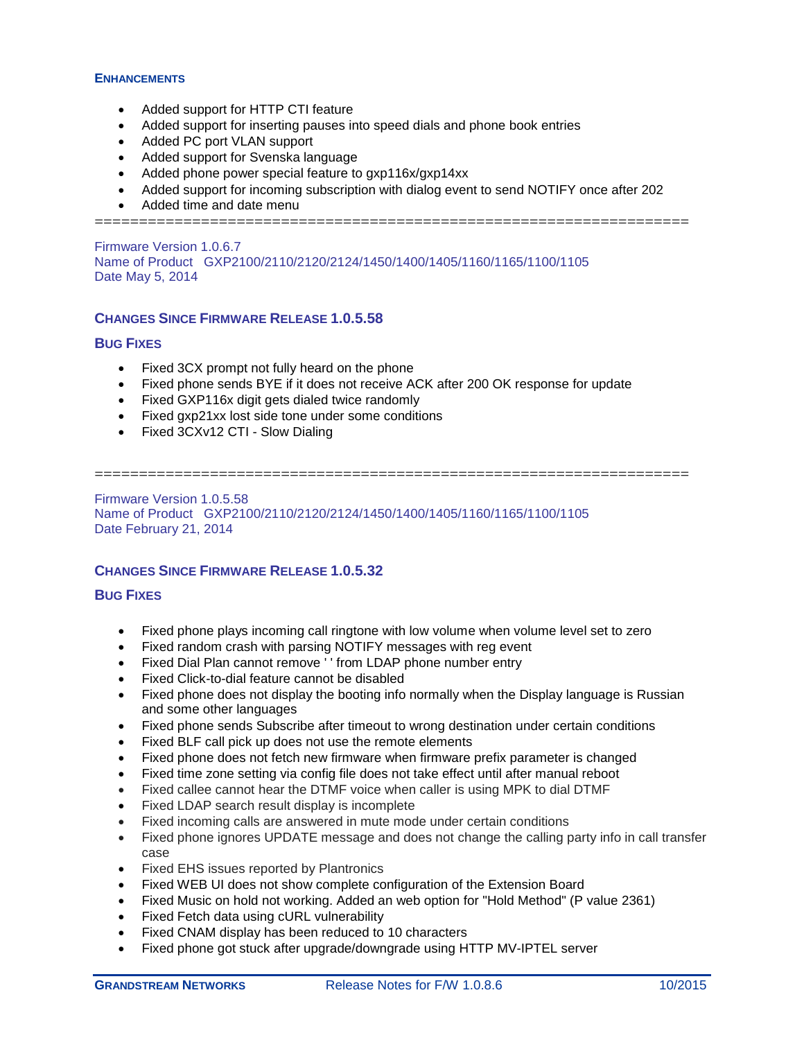### ENHANCEMENTS

- Added support for HTTP CTI feature
- Added support for inserting pauses into speed dials and phone book entries
- Added PC port VLAN support
- Added support for Svenska language
- Added phone power special feature to gxp116x/gxp14xx
- Added support for incoming subscription with dialog event to send NOTIFY once after 202
- Added time and date menu

==================================================================

Firmware Version 1.0.6.7
Name of Product GXP2100/2110/2120/2124/1450/1400/1405/1160/1165/1100/1105
Date May 5, 2014

### CHANGES SINCE FIRMWARE RELEASE 1.0.5.58

### BUG FIXES

- Fixed 3CX prompt not fully heard on the phone
- Fixed phone sends BYE if it does not receive ACK after 200 OK response for update
- Fixed GXP116x digit gets dialed twice randomly
- Fixed gxp21xx lost side tone under some conditions
- Fixed 3CXv12 CTI - Slow Dialing

==================================================================

Firmware Version 1.0.5.58
Name of Product GXP2100/2110/2120/2124/1450/1400/1405/1160/1165/1100/1105
Date February 21, 2014

### CHANGES SINCE FIRMWARE RELEASE 1.0.5.32

### BUG FIXES

- Fixed phone plays incoming call ringtone with low volume when volume level set to zero
- Fixed random crash with parsing NOTIFY messages with reg event
- Fixed Dial Plan cannot remove ' ' from LDAP phone number entry
- Fixed Click-to-dial feature cannot be disabled
- Fixed phone does not display the booting info normally when the Display language is Russian and some other languages
- Fixed phone sends Subscribe after timeout to wrong destination under certain conditions
- Fixed BLF call pick up does not use the remote elements
- Fixed phone does not fetch new firmware when firmware prefix parameter is changed
- Fixed time zone setting via config file does not take effect until after manual reboot
- Fixed callee cannot hear the DTMF voice when caller is using MPK to dial DTMF
- Fixed LDAP search result display is incomplete
- Fixed incoming calls are answered in mute mode under certain conditions
- Fixed phone ignores UPDATE message and does not change the calling party info in call transfer case
- Fixed EHS issues reported by Plantronics
- Fixed WEB UI does not show complete configuration of the Extension Board
- Fixed Music on hold not working. Added an web option for "Hold Method" (P value 2361)
- Fixed Fetch data using cURL vulnerability
- Fixed CNAM display has been reduced to 10 characters
- Fixed phone got stuck after upgrade/downgrade using HTTP MV-IPTEL server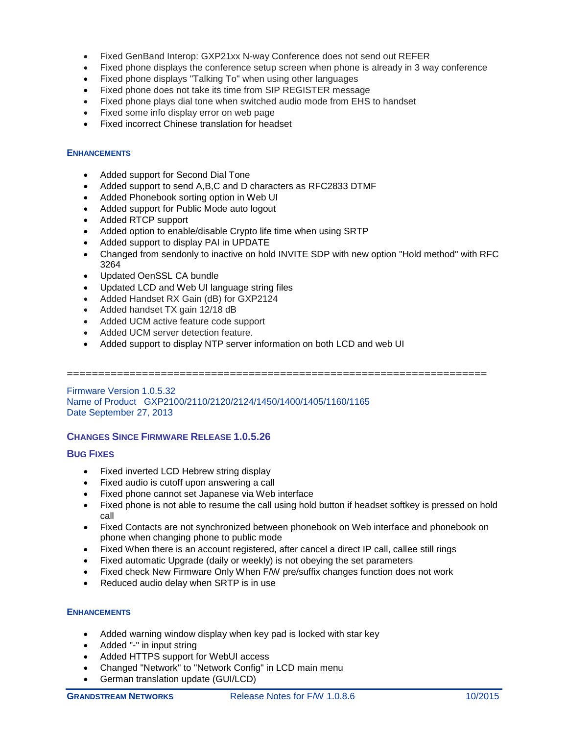- Fixed GenBand Interop: GXP21xx N-way Conference does not send out REFER
- Fixed phone displays the conference setup screen when phone is already in 3 way conference
- Fixed phone displays "Talking To" when using other languages
- Fixed phone does not take its time from SIP REGISTER message
- Fixed phone plays dial tone when switched audio mode from EHS to handset
- Fixed some info display error on web page
- Fixed incorrect Chinese translation for headset

#### ENHANCEMENTS

- Added support for Second Dial Tone
- Added support to send A,B,C and D characters as RFC2833 DTMF
- Added Phonebook sorting option in Web UI
- Added support for Public Mode auto logout
- Added RTCP support
- Added option to enable/disable Crypto life time when using SRTP
- Added support to display PAI in UPDATE
- Changed from sendonly to inactive on hold INVITE SDP with new option "Hold method" with RFC 3264
- Updated OenSSL CA bundle
- Updated LCD and Web UI language string files
- Added Handset RX Gain (dB) for GXP2124
- Added handset TX gain 12/18 dB
- Added UCM active feature code support
- Added UCM server detection feature.
- Added support to display NTP server information on both LCD and web UI

================================================================

Firmware Version 1.0.5.32
Name of Product GXP2100/2110/2120/2124/1450/1400/1405/1160/1165
Date September 27, 2013

### CHANGES SINCE FIRMWARE RELEASE 1.0.5.26

#### BUG FIXES

- Fixed inverted LCD Hebrew string display
- Fixed audio is cutoff upon answering a call
- Fixed phone cannot set Japanese via Web interface
- Fixed phone is not able to resume the call using hold button if headset softkey is pressed on hold call
- Fixed Contacts are not synchronized between phonebook on Web interface and phonebook on phone when changing phone to public mode
- Fixed When there is an account registered, after cancel a direct IP call, callee still rings
- Fixed automatic Upgrade (daily or weekly) is not obeying the set parameters
- Fixed check New Firmware Only When F/W pre/suffix changes function does not work
- Reduced audio delay when SRTP is in use

#### ENHANCEMENTS

- Added warning window display when key pad is locked with star key
- Added "-" in input string
- Added HTTPS support for WebUI access
- Changed "Network" to "Network Config" in LCD main menu
- German translation update (GUI/LCD)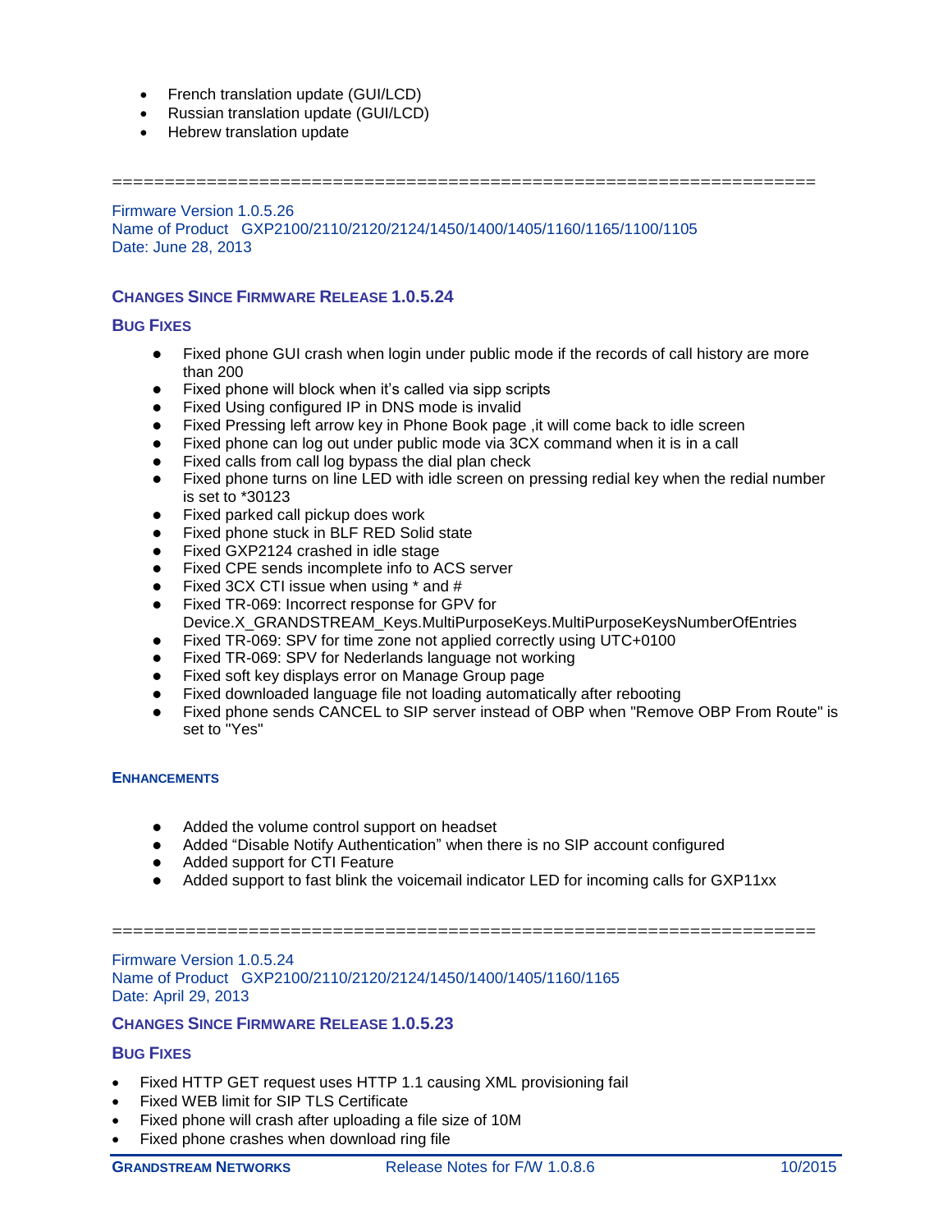- French translation update (GUI/LCD)
- Russian translation update (GUI/LCD)
- Hebrew translation update

=================================================================

Firmware Version 1.0.5.26
Name of Product GXP2100/2110/2120/2124/1450/1400/1405/1160/1165/1100/1105
Date: June 28, 2013

## CHANGES SINCE FIRMWARE RELEASE 1.0.5.24

### BUG FIXES

- Fixed phone GUI crash when login under public mode if the records of call history are more than 200
- Fixed phone will block when it's called via sipp scripts
- Fixed Using configured IP in DNS mode is invalid
- Fixed Pressing left arrow key in Phone Book page ,it will come back to idle screen
- Fixed phone can log out under public mode via 3CX command when it is in a call
- Fixed calls from call log bypass the dial plan check
- Fixed phone turns on line LED with idle screen on pressing redial key when the redial number is set to *30123
- Fixed parked call pickup does work
- Fixed phone stuck in BLF RED Solid state
- Fixed GXP2124 crashed in idle stage
- Fixed CPE sends incomplete info to ACS server
- Fixed 3CX CTI issue when using * and #
- Fixed TR-069: Incorrect response for GPV for Device.X_GRANDSTREAM_Keys.MultiPurposeKeys.MultiPurposeKeysNumberOfEntries
- Fixed TR-069: SPV for time zone not applied correctly using UTC+0100
- Fixed TR-069: SPV for Nederlands language not working
- Fixed soft key displays error on Manage Group page
- Fixed downloaded language file not loading automatically after rebooting
- Fixed phone sends CANCEL to SIP server instead of OBP when "Remove OBP From Route" is set to "Yes"

### ENHANCEMENTS

- Added the volume control support on headset
- Added "Disable Notify Authentication" when there is no SIP account configured
- Added support for CTI Feature
- Added support to fast blink the voicemail indicator LED for incoming calls for GXP11xx

=================================================================

Firmware Version 1.0.5.24
Name of Product GXP2100/2110/2120/2124/1450/1400/1405/1160/1165
Date: April 29, 2013

## CHANGES SINCE FIRMWARE RELEASE 1.0.5.23

### BUG FIXES

- Fixed HTTP GET request uses HTTP 1.1 causing XML provisioning fail
- Fixed WEB limit for SIP TLS Certificate
- Fixed phone will crash after uploading a file size of 10M
- Fixed phone crashes when download ring file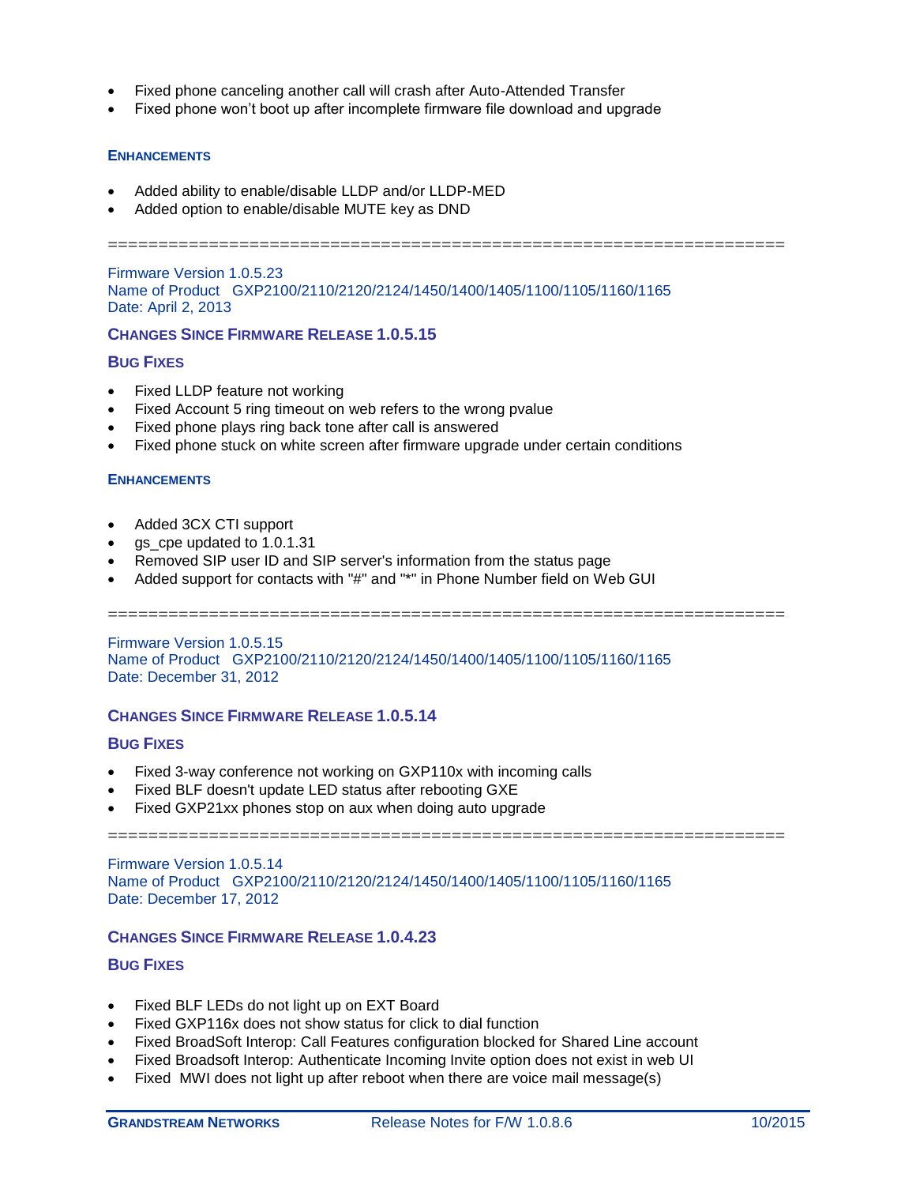- Fixed phone canceling another call will crash after Auto-Attended Transfer
- Fixed phone won't boot up after incomplete firmware file download and upgrade

#### ENHANCEMENTS

- Added ability to enable/disable LLDP and/or LLDP-MED
- Added option to enable/disable MUTE key as DND

=================================================================

Firmware Version 1.0.5.23
Name of Product GXP2100/2110/2120/2124/1450/1400/1405/1100/1105/1160/1165
Date: April 2, 2013

### CHANGES SINCE FIRMWARE RELEASE 1.0.5.15

#### BUG FIXES

- Fixed LLDP feature not working
- Fixed Account 5 ring timeout on web refers to the wrong pvalue
- Fixed phone plays ring back tone after call is answered
- Fixed phone stuck on white screen after firmware upgrade under certain conditions

#### ENHANCEMENTS

- Added 3CX CTI support
- gs_cpe updated to 1.0.1.31
- Removed SIP user ID and SIP server's information from the status page
- Added support for contacts with "#" and "*" in Phone Number field on Web GUI

=================================================================

Firmware Version 1.0.5.15
Name of Product GXP2100/2110/2120/2124/1450/1400/1405/1100/1105/1160/1165
Date: December 31, 2012

### CHANGES SINCE FIRMWARE RELEASE 1.0.5.14

#### BUG FIXES

- Fixed 3-way conference not working on GXP110x with incoming calls
- Fixed BLF doesn't update LED status after rebooting GXE
- Fixed GXP21xx phones stop on aux when doing auto upgrade

=================================================================

Firmware Version 1.0.5.14
Name of Product GXP2100/2110/2120/2124/1450/1400/1405/1100/1105/1160/1165
Date: December 17, 2012

### CHANGES SINCE FIRMWARE RELEASE 1.0.4.23

#### BUG FIXES

- Fixed BLF LEDs do not light up on EXT Board
- Fixed GXP116x does not show status for click to dial function
- Fixed BroadSoft Interop: Call Features configuration blocked for Shared Line account
- Fixed Broadsoft Interop: Authenticate Incoming Invite option does not exist in web UI
- Fixed MWI does not light up after reboot when there are voice mail message(s)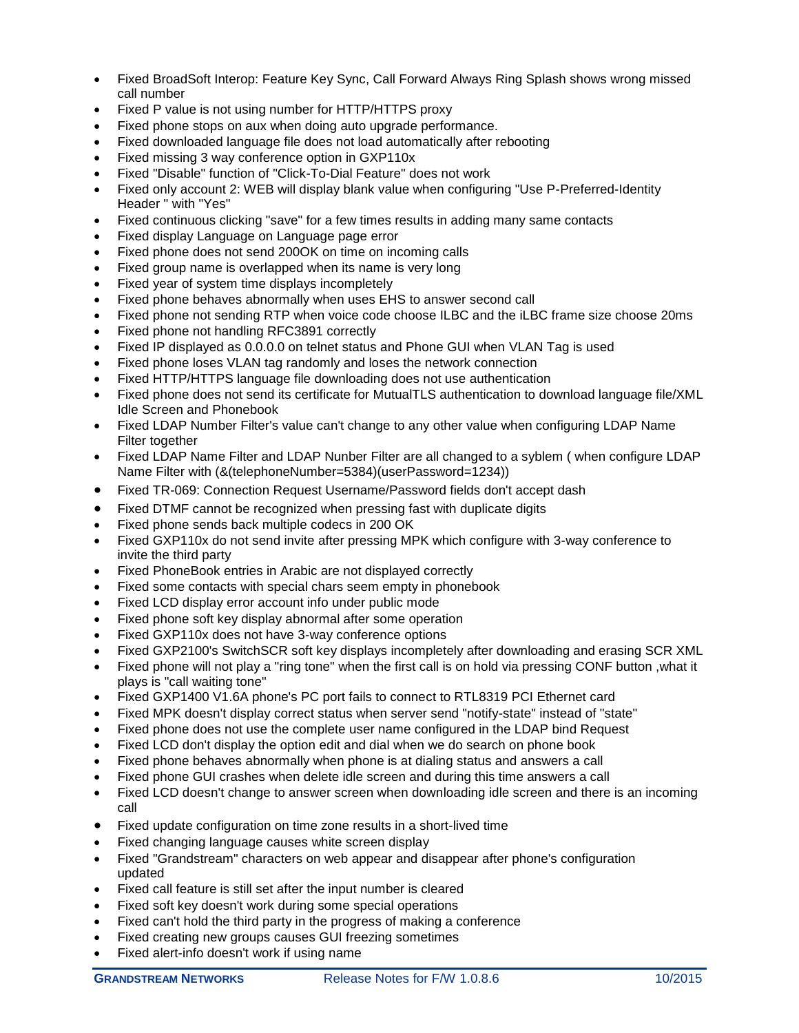- Fixed BroadSoft Interop: Feature Key Sync, Call Forward Always Ring Splash shows wrong missed call number
- Fixed P value is not using number for HTTP/HTTPS proxy
- Fixed phone stops on aux when doing auto upgrade performance.
- Fixed downloaded language file does not load automatically after rebooting
- Fixed missing 3 way conference option in GXP110x
- Fixed "Disable" function of "Click-To-Dial Feature" does not work
- Fixed only account 2: WEB will display blank value when configuring "Use P-Preferred-Identity Header " with "Yes"
- Fixed continuous clicking "save" for a few times results in adding many same contacts
- Fixed display Language on Language page error
- Fixed phone does not send 200OK on time on incoming calls
- Fixed group name is overlapped when its name is very long
- Fixed year of system time displays incompletely
- Fixed phone behaves abnormally when uses EHS to answer second call
- Fixed phone not sending RTP when voice code choose ILBC and the iLBC frame size choose 20ms
- Fixed phone not handling RFC3891 correctly
- Fixed IP displayed as 0.0.0.0 on telnet status and Phone GUI when VLAN Tag is used
- Fixed phone loses VLAN tag randomly and loses the network connection
- Fixed HTTP/HTTPS language file downloading does not use authentication
- Fixed phone does not send its certificate for MutualTLS authentication to download language file/XML Idle Screen and Phonebook
- Fixed LDAP Number Filter's value can't change to any other value when configuring LDAP Name Filter together
- Fixed LDAP Name Filter and LDAP Nunber Filter are all changed to a syblem ( when configure LDAP Name Filter with (&(telephoneNumber=5384)(userPassword=1234))
- Fixed TR-069: Connection Request Username/Password fields don't accept dash
- Fixed DTMF cannot be recognized when pressing fast with duplicate digits
- Fixed phone sends back multiple codecs in 200 OK
- Fixed GXP110x do not send invite after pressing MPK which configure with 3-way conference to invite the third party
- Fixed PhoneBook entries in Arabic are not displayed correctly
- Fixed some contacts with special chars seem empty in phonebook
- Fixed LCD display error account info under public mode
- Fixed phone soft key display abnormal after some operation
- Fixed GXP110x does not have 3-way conference options
- Fixed GXP2100's SwitchSCR soft key displays incompletely after downloading and erasing SCR XML
- Fixed phone will not play a "ring tone" when the first call is on hold via pressing CONF button ,what it plays is "call waiting tone"
- Fixed GXP1400 V1.6A phone's PC port fails to connect to RTL8319 PCI Ethernet card
- Fixed MPK doesn't display correct status when server send "notify-state" instead of "state"
- Fixed phone does not use the complete user name configured in the LDAP bind Request
- Fixed LCD don't display the option edit and dial when we do search on phone book
- Fixed phone behaves abnormally when phone is at dialing status and answers a call
- Fixed phone GUI crashes when delete idle screen and during this time answers a call
- Fixed LCD doesn't change to answer screen when downloading idle screen and there is an incoming call
- Fixed update configuration on time zone results in a short-lived time
- Fixed changing language causes white screen display
- Fixed "Grandstream" characters on web appear and disappear after phone's configuration updated
- Fixed call feature is still set after the input number is cleared
- Fixed soft key doesn't work during some special operations
- Fixed can't hold the third party in the progress of making a conference
- Fixed creating new groups causes GUI freezing sometimes
- Fixed alert-info doesn't work if using name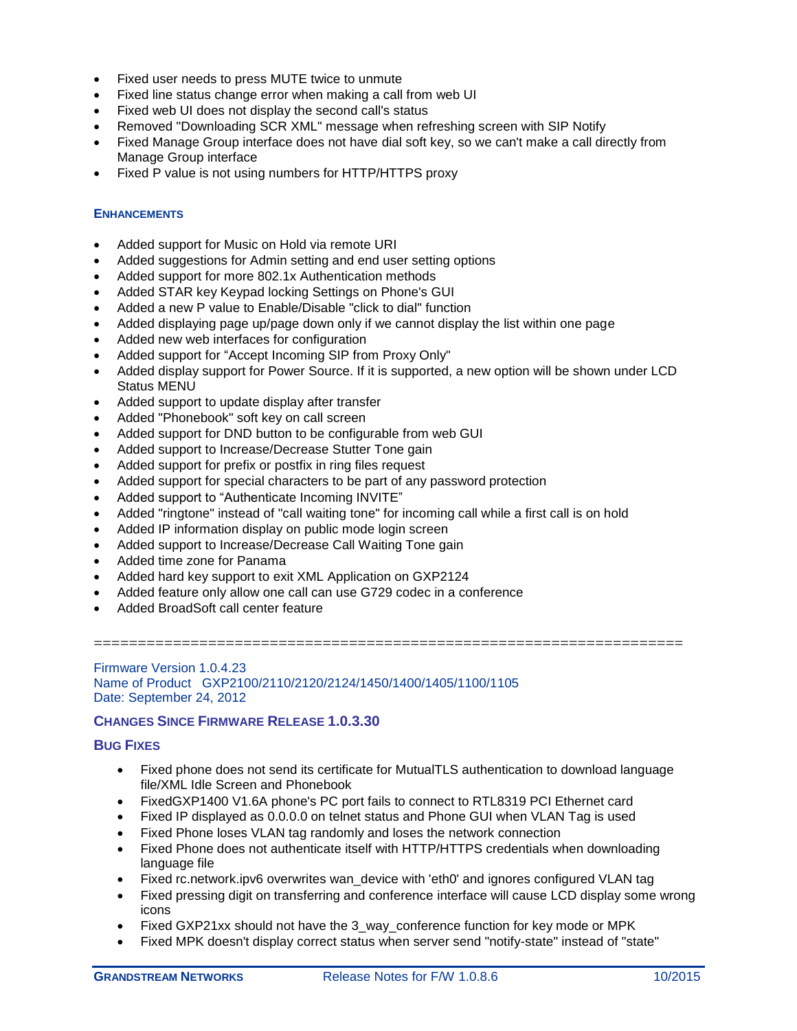- Fixed user needs to press MUTE twice to unmute
- Fixed line status change error when making a call from web UI
- Fixed web UI does not display the second call's status
- Removed "Downloading SCR XML" message when refreshing screen with SIP Notify
- Fixed Manage Group interface does not have dial soft key, so we can't make a call directly from Manage Group interface
- Fixed P value is not using numbers for HTTP/HTTPS proxy

### ENHANCEMENTS

- Added support for Music on Hold via remote URI
- Added suggestions for Admin setting and end user setting options
- Added support for more 802.1x Authentication methods
- Added STAR key Keypad locking Settings on Phone's GUI
- Added a new P value to Enable/Disable "click to dial" function
- Added displaying page up/page down only if we cannot display the list within one page
- Added new web interfaces for configuration
- Added support for “Accept Incoming SIP from Proxy Only"
- Added display support for Power Source. If it is supported, a new option will be shown under LCD Status MENU
- Added support to update display after transfer
- Added "Phonebook" soft key on call screen
- Added support for DND button to be configurable from web GUI
- Added support to Increase/Decrease Stutter Tone gain
- Added support for prefix or postfix in ring files request
- Added support for special characters to be part of any password protection
- Added support to “Authenticate Incoming INVITE”
- Added "ringtone" instead of "call waiting tone" for incoming call while a first call is on hold
- Added IP information display on public mode login screen
- Added support to Increase/Decrease Call Waiting Tone gain
- Added time zone for Panama
- Added hard key support to exit XML Application on GXP2124
- Added feature only allow one call can use G729 codec in a conference
- Added BroadSoft call center feature

=================================================================

Firmware Version 1.0.4.23
Name of Product GXP2100/2110/2120/2124/1450/1400/1405/1100/1105
Date: September 24, 2012

### CHANGES SINCE FIRMWARE RELEASE 1.0.3.30

### BUG FIXES

- Fixed phone does not send its certificate for MutualTLS authentication to download language file/XML Idle Screen and Phonebook
- FixedGXP1400 V1.6A phone's PC port fails to connect to RTL8319 PCI Ethernet card
- Fixed IP displayed as 0.0.0.0 on telnet status and Phone GUI when VLAN Tag is used
- Fixed Phone loses VLAN tag randomly and loses the network connection
- Fixed Phone does not authenticate itself with HTTP/HTTPS credentials when downloading language file
- Fixed rc.network.ipv6 overwrites wan_device with 'eth0' and ignores configured VLAN tag
- Fixed pressing digit on transferring and conference interface will cause LCD display some wrong icons
- Fixed GXP21xx should not have the 3_way_conference function for key mode or MPK
- Fixed MPK doesn't display correct status when server send "notify-state" instead of "state"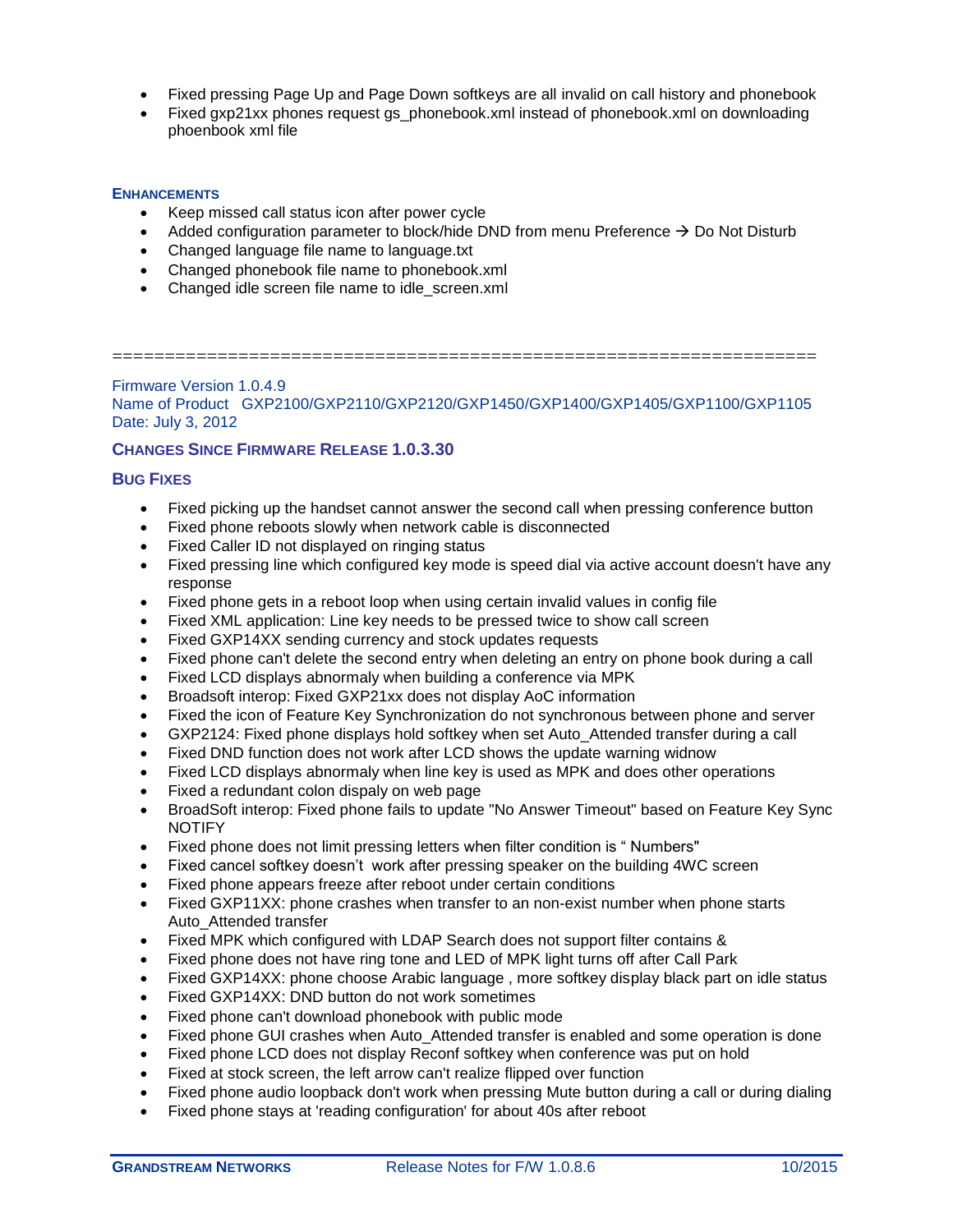- Fixed pressing Page Up and Page Down softkeys are all invalid on call history and phonebook
- Fixed gxp21xx phones request gs_phonebook.xml instead of phonebook.xml on downloading phoenbook xml file

### Enhancements

- Keep missed call status icon after power cycle
- Added configuration parameter to block/hide DND from menu Preference → Do Not Disturb
- Changed language file name to language.txt
- Changed phonebook file name to phonebook.xml
- Changed idle screen file name to idle_screen.xml

==================================================================

Firmware Version 1.0.4.9
Name of Product GXP2100/GXP2110/GXP2120/GXP1450/GXP1400/GXP1405/GXP1100/GXP1105
Date: July 3, 2012

### Changes Since Firmware Release 1.0.3.30

### Bug Fixes

- Fixed picking up the handset cannot answer the second call when pressing conference button
- Fixed phone reboots slowly when network cable is disconnected
- Fixed Caller ID not displayed on ringing status
- Fixed pressing line which configured key mode is speed dial via active account doesn't have any response
- Fixed phone gets in a reboot loop when using certain invalid values in config file
- Fixed XML application: Line key needs to be pressed twice to show call screen
- Fixed GXP14XX sending currency and stock updates requests
- Fixed phone can't delete the second entry when deleting an entry on phone book during a call
- Fixed LCD displays abnormaly when building a conference via MPK
- Broadsoft interop: Fixed GXP21xx does not display AoC information
- Fixed the icon of Feature Key Synchronization do not synchronous between phone and server
- GXP2124: Fixed phone displays hold softkey when set Auto_Attended transfer during a call
- Fixed DND function does not work after LCD shows the update warning widnow
- Fixed LCD displays abnormaly when line key is used as MPK and does other operations
- Fixed a redundant colon dispaly on web page
- BroadSoft interop: Fixed phone fails to update "No Answer Timeout" based on Feature Key Sync NOTIFY
- Fixed phone does not limit pressing letters when filter condition is " Numbers"
- Fixed cancel softkey doesn't work after pressing speaker on the building 4WC screen
- Fixed phone appears freeze after reboot under certain conditions
- Fixed GXP11XX: phone crashes when transfer to an non-exist number when phone starts Auto_Attended transfer
- Fixed MPK which configured with LDAP Search does not support filter contains &
- Fixed phone does not have ring tone and LED of MPK light turns off after Call Park
- Fixed GXP14XX: phone choose Arabic language , more softkey display black part on idle status
- Fixed GXP14XX: DND button do not work sometimes
- Fixed phone can't download phonebook with public mode
- Fixed phone GUI crashes when Auto_Attended transfer is enabled and some operation is done
- Fixed phone LCD does not display Reconf softkey when conference was put on hold
- Fixed at stock screen, the left arrow can't realize flipped over function
- Fixed phone audio loopback don't work when pressing Mute button during a call or during dialing
- Fixed phone stays at 'reading configuration' for about 40s after reboot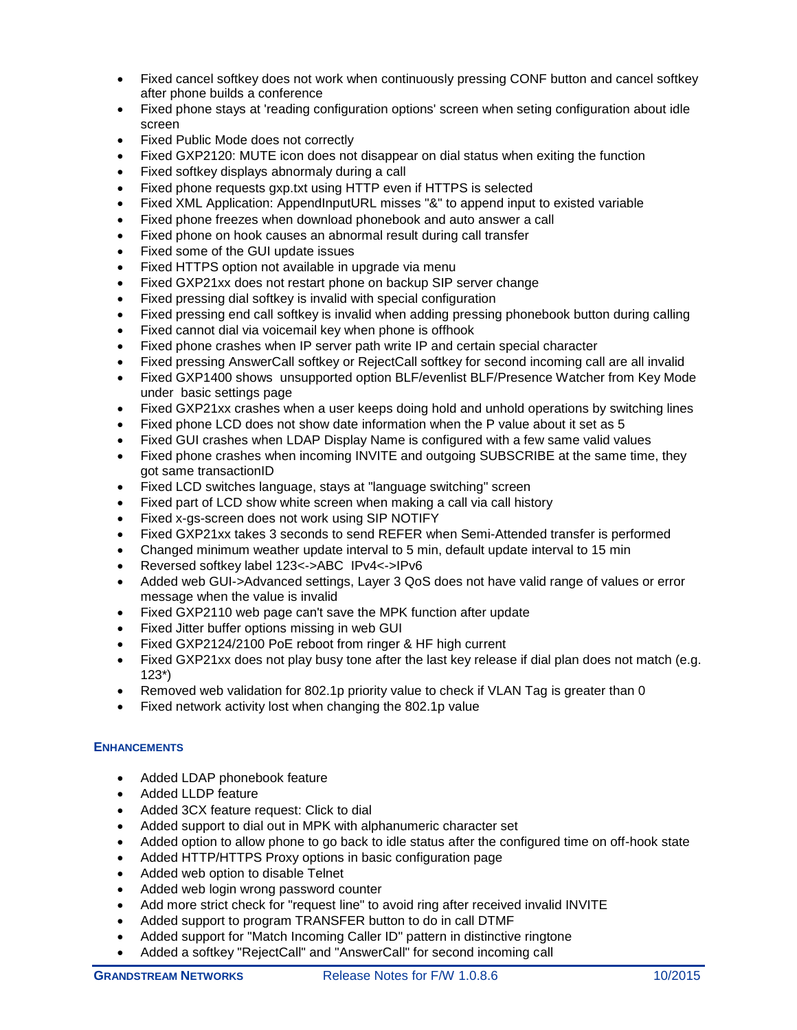- Fixed cancel softkey does not work when continuously pressing CONF button and cancel softkey after phone builds a conference
- Fixed phone stays at 'reading configuration options' screen when seting configuration about idle screen
- Fixed Public Mode does not correctly
- Fixed GXP2120: MUTE icon does not disappear on dial status when exiting the function
- Fixed softkey displays abnormaly during a call
- Fixed phone requests gxp.txt using HTTP even if HTTPS is selected
- Fixed XML Application: AppendInputURL misses "&" to append input to existed variable
- Fixed phone freezes when download phonebook and auto answer a call
- Fixed phone on hook causes an abnormal result during call transfer
- Fixed some of the GUI update issues
- Fixed HTTPS option not available in upgrade via menu
- Fixed GXP21xx does not restart phone on backup SIP server change
- Fixed pressing dial softkey is invalid with special configuration
- Fixed pressing end call softkey is invalid when adding pressing phonebook button during calling
- Fixed cannot dial via voicemail key when phone is offhook
- Fixed phone crashes when IP server path write IP and certain special character
- Fixed pressing AnswerCall softkey or RejectCall softkey for second incoming call are all invalid
- Fixed GXP1400 shows unsupported option BLF/evenlist BLF/Presence Watcher from Key Mode under basic settings page
- Fixed GXP21xx crashes when a user keeps doing hold and unhold operations by switching lines
- Fixed phone LCD does not show date information when the P value about it set as 5
- Fixed GUI crashes when LDAP Display Name is configured with a few same valid values
- Fixed phone crashes when incoming INVITE and outgoing SUBSCRIBE at the same time, they got same transactionID
- Fixed LCD switches language, stays at "language switching" screen
- Fixed part of LCD show white screen when making a call via call history
- Fixed x-gs-screen does not work using SIP NOTIFY
- Fixed GXP21xx takes 3 seconds to send REFER when Semi-Attended transfer is performed
- Changed minimum weather update interval to 5 min, default update interval to 15 min
- Reversed softkey label 123<->ABC IPv4<->IPv6
- Added web GUI->Advanced settings, Layer 3 QoS does not have valid range of values or error message when the value is invalid
- Fixed GXP2110 web page can't save the MPK function after update
- Fixed Jitter buffer options missing in web GUI
- Fixed GXP2124/2100 PoE reboot from ringer & HF high current
- Fixed GXP21xx does not play busy tone after the last key release if dial plan does not match (e.g. 123*)
- Removed web validation for 802.1p priority value to check if VLAN Tag is greater than 0
- Fixed network activity lost when changing the 802.1p value

### ENHANCEMENTS

- Added LDAP phonebook feature
- Added LLDP feature
- Added 3CX feature request: Click to dial
- Added support to dial out in MPK with alphanumeric character set
- Added option to allow phone to go back to idle status after the configured time on off-hook state
- Added HTTP/HTTPS Proxy options in basic configuration page
- Added web option to disable Telnet
- Added web login wrong password counter
- Add more strict check for "request line" to avoid ring after received invalid INVITE
- Added support to program TRANSFER button to do in call DTMF
- Added support for "Match Incoming Caller ID" pattern in distinctive ringtone
- Added a softkey "RejectCall" and "AnswerCall" for second incoming call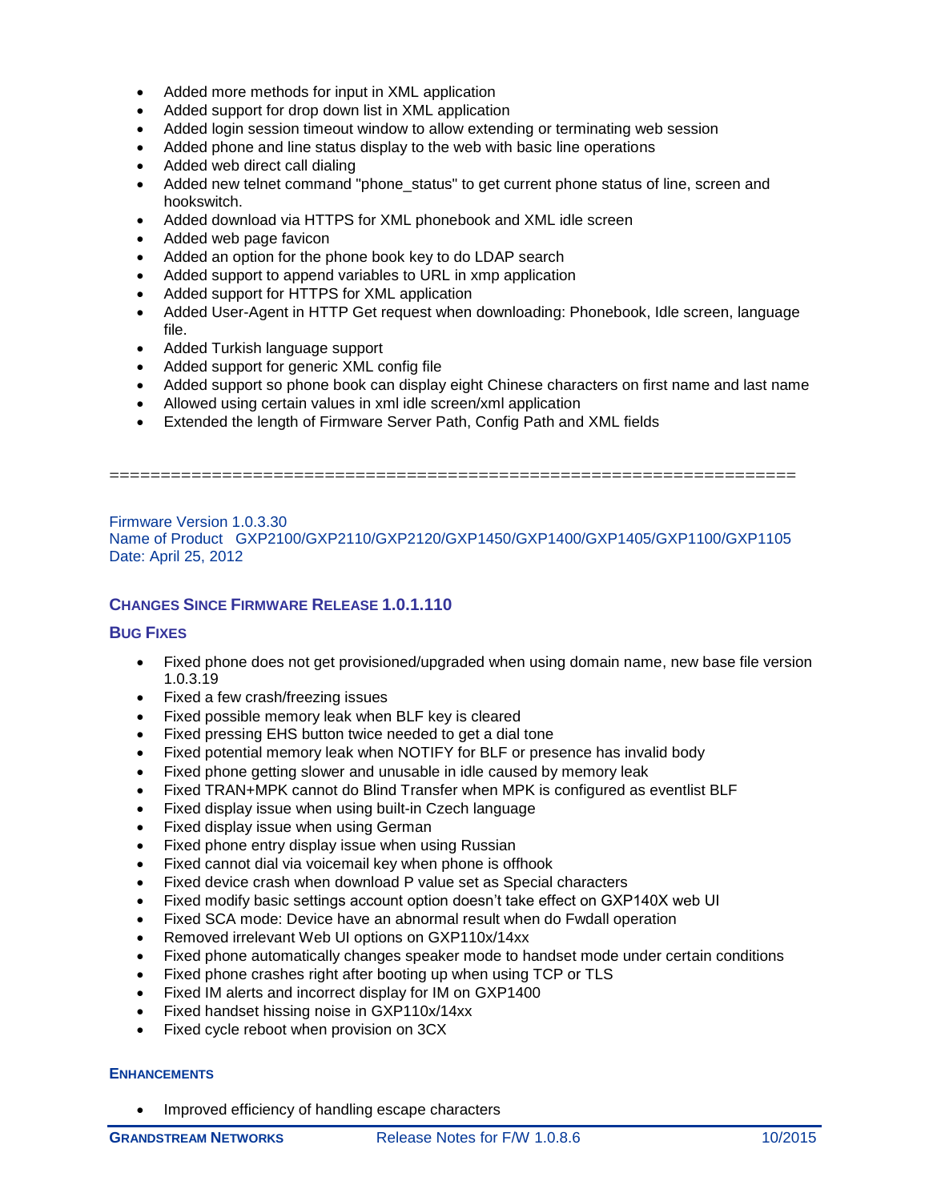- Added more methods for input in XML application
- Added support for drop down list in XML application
- Added login session timeout window to allow extending or terminating web session
- Added phone and line status display to the web with basic line operations
- Added web direct call dialing
- Added new telnet command "phone_status" to get current phone status of line, screen and hookswitch.
- Added download via HTTPS for XML phonebook and XML idle screen
- Added web page favicon
- Added an option for the phone book key to do LDAP search
- Added support to append variables to URL in xmp application
- Added support for HTTPS for XML application
- Added User-Agent in HTTP Get request when downloading: Phonebook, Idle screen, language file.
- Added Turkish language support
- Added support for generic XML config file
- Added support so phone book can display eight Chinese characters on first name and last name
- Allowed using certain values in xml idle screen/xml application
- Extended the length of Firmware Server Path, Config Path and XML fields

================================================================

Firmware Version 1.0.3.30
Name of Product GXP2100/GXP2110/GXP2120/GXP1450/GXP1400/GXP1405/GXP1100/GXP1105
Date: April 25, 2012

## CHANGES SINCE FIRMWARE RELEASE 1.0.1.110

### BUG FIXES

- Fixed phone does not get provisioned/upgraded when using domain name, new base file version 1.0.3.19
- Fixed a few crash/freezing issues
- Fixed possible memory leak when BLF key is cleared
- Fixed pressing EHS button twice needed to get a dial tone
- Fixed potential memory leak when NOTIFY for BLF or presence has invalid body
- Fixed phone getting slower and unusable in idle caused by memory leak
- Fixed TRAN+MPK cannot do Blind Transfer when MPK is configured as eventlist BLF
- Fixed display issue when using built-in Czech language
- Fixed display issue when using German
- Fixed phone entry display issue when using Russian
- Fixed cannot dial via voicemail key when phone is offhook
- Fixed device crash when download P value set as Special characters
- Fixed modify basic settings account option doesn't take effect on GXP140X web UI
- Fixed SCA mode: Device have an abnormal result when do Fwdall operation
- Removed irrelevant Web UI options on GXP110x/14xx
- Fixed phone automatically changes speaker mode to handset mode under certain conditions
- Fixed phone crashes right after booting up when using TCP or TLS
- Fixed IM alerts and incorrect display for IM on GXP1400
- Fixed handset hissing noise in GXP110x/14xx
- Fixed cycle reboot when provision on 3CX

### ENHANCEMENTS

- Improved efficiency of handling escape characters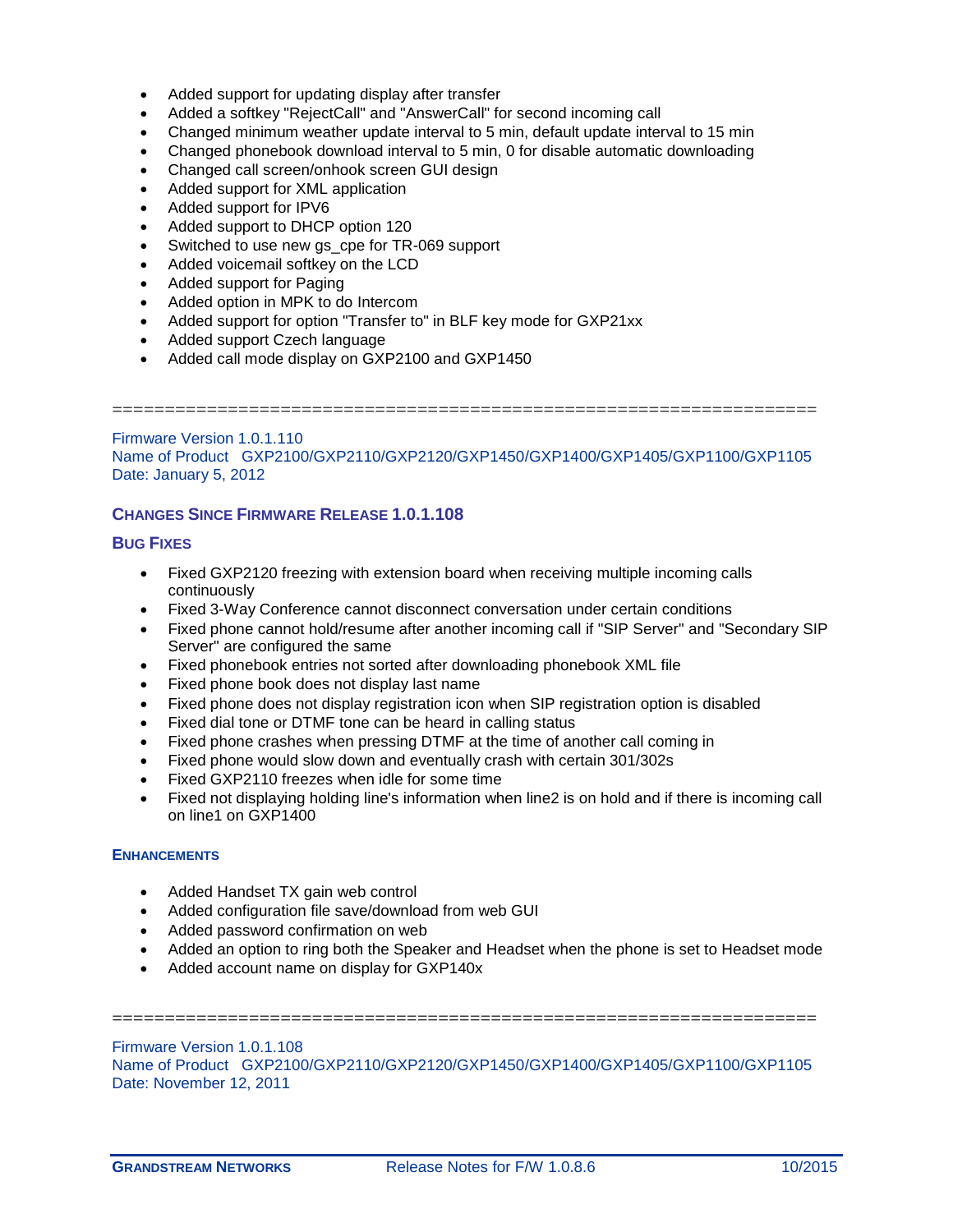- Added support for updating display after transfer
- Added a softkey "RejectCall" and "AnswerCall" for second incoming call
- Changed minimum weather update interval to 5 min, default update interval to 15 min
- Changed phonebook download interval to 5 min, 0 for disable automatic downloading
- Changed call screen/onhook screen GUI design
- Added support for XML application
- Added support for IPV6
- Added support to DHCP option 120
- Switched to use new gs_cpe for TR-069 support
- Added voicemail softkey on the LCD
- Added support for Paging
- Added option in MPK to do Intercom
- Added support for option "Transfer to" in BLF key mode for GXP21xx
- Added support Czech language
- Added call mode display on GXP2100 and GXP1450

=================================================================

Firmware Version 1.0.1.110
Name of Product GXP2100/GXP2110/GXP2120/GXP1450/GXP1400/GXP1405/GXP1100/GXP1105
Date: January 5, 2012

## CHANGES SINCE FIRMWARE RELEASE 1.0.1.108

### BUG FIXES

- Fixed GXP2120 freezing with extension board when receiving multiple incoming calls continuously
- Fixed 3-Way Conference cannot disconnect conversation under certain conditions
- Fixed phone cannot hold/resume after another incoming call if "SIP Server" and "Secondary SIP Server" are configured the same
- Fixed phonebook entries not sorted after downloading phonebook XML file
- Fixed phone book does not display last name
- Fixed phone does not display registration icon when SIP registration option is disabled
- Fixed dial tone or DTMF tone can be heard in calling status
- Fixed phone crashes when pressing DTMF at the time of another call coming in
- Fixed phone would slow down and eventually crash with certain 301/302s
- Fixed GXP2110 freezes when idle for some time
- Fixed not displaying holding line's information when line2 is on hold and if there is incoming call on line1 on GXP1400

### ENHANCEMENTS

- Added Handset TX gain web control
- Added configuration file save/download from web GUI
- Added password confirmation on web
- Added an option to ring both the Speaker and Headset when the phone is set to Headset mode
- Added account name on display for GXP140x

=================================================================

Firmware Version 1.0.1.108
Name of Product GXP2100/GXP2110/GXP2120/GXP1450/GXP1400/GXP1405/GXP1100/GXP1105
Date: November 12, 2011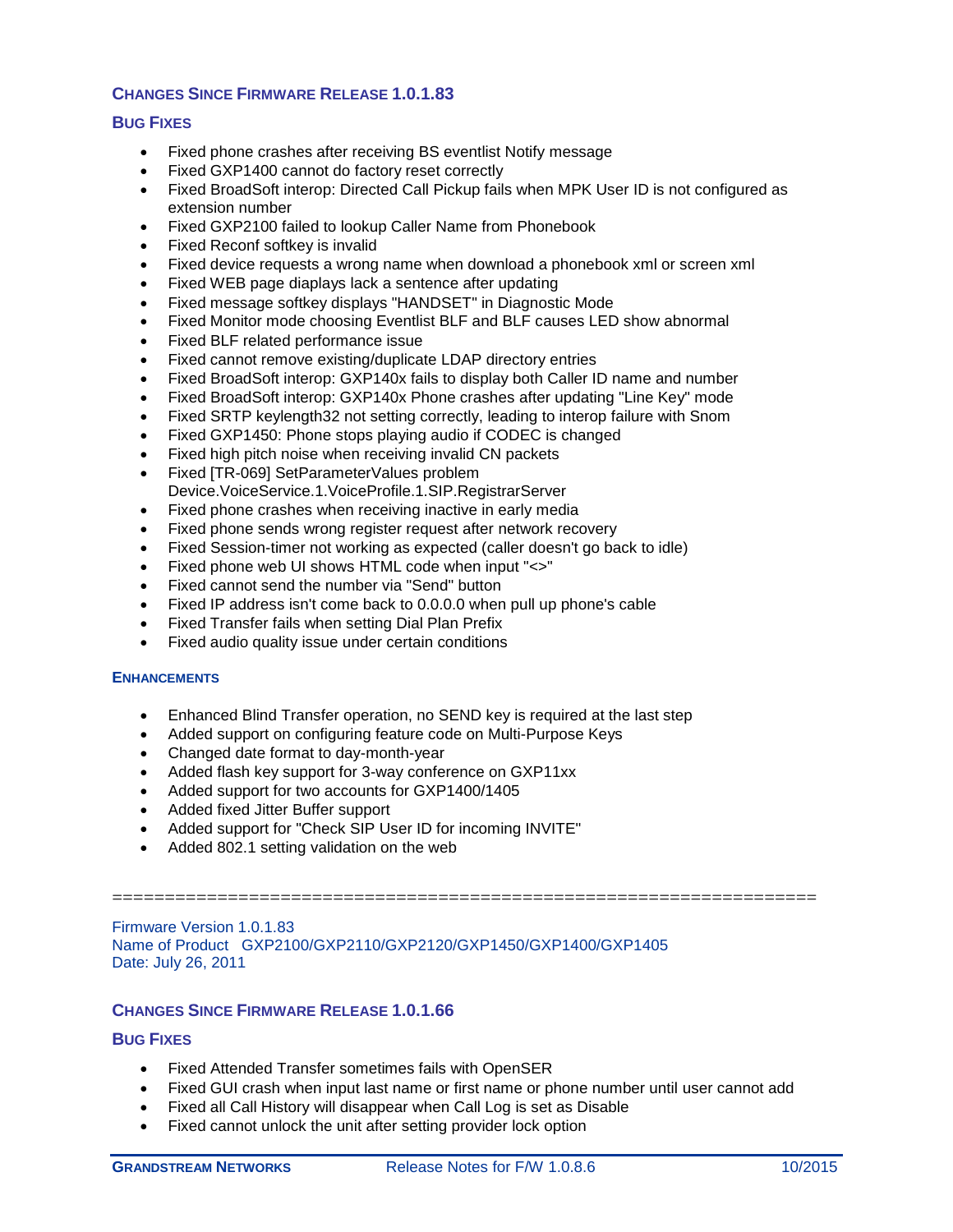## CHANGES SINCE FIRMWARE RELEASE 1.0.1.83

### BUG FIXES

- Fixed phone crashes after receiving BS eventlist Notify message
- Fixed GXP1400 cannot do factory reset correctly
- Fixed BroadSoft interop: Directed Call Pickup fails when MPK User ID is not configured as extension number
- Fixed GXP2100 failed to lookup Caller Name from Phonebook
- Fixed Reconf softkey is invalid
- Fixed device requests a wrong name when download a phonebook xml or screen xml
- Fixed WEB page diaplays lack a sentence after updating
- Fixed message softkey displays "HANDSET" in Diagnostic Mode
- Fixed Monitor mode choosing Eventlist BLF and BLF causes LED show abnormal
- Fixed BLF related performance issue
- Fixed cannot remove existing/duplicate LDAP directory entries
- Fixed BroadSoft interop: GXP140x fails to display both Caller ID name and number
- Fixed BroadSoft interop: GXP140x Phone crashes after updating "Line Key" mode
- Fixed SRTP keylength32 not setting correctly, leading to interop failure with Snom
- Fixed GXP1450: Phone stops playing audio if CODEC is changed
- Fixed high pitch noise when receiving invalid CN packets
- Fixed [TR-069] SetParameterValues problem Device.VoiceService.1.VoiceProfile.1.SIP.RegistrarServer
- Fixed phone crashes when receiving inactive in early media
- Fixed phone sends wrong register request after network recovery
- Fixed Session-timer not working as expected (caller doesn't go back to idle)
- Fixed phone web UI shows HTML code when input "<>"
- Fixed cannot send the number via "Send" button
- Fixed IP address isn't come back to 0.0.0.0 when pull up phone's cable
- Fixed Transfer fails when setting Dial Plan Prefix
- Fixed audio quality issue under certain conditions

### ENHANCEMENTS

- Enhanced Blind Transfer operation, no SEND key is required at the last step
- Added support on configuring feature code on Multi-Purpose Keys
- Changed date format to day-month-year
- Added flash key support for 3-way conference on GXP11xx
- Added support for two accounts for GXP1400/1405
- Added fixed Jitter Buffer support
- Added support for "Check SIP User ID for incoming INVITE"
- Added 802.1 setting validation on the web

=================================================================

Firmware Version 1.0.1.83
Name of Product GXP2100/GXP2110/GXP2120/GXP1450/GXP1400/GXP1405
Date: July 26, 2011

## CHANGES SINCE FIRMWARE RELEASE 1.0.1.66

### BUG FIXES

- Fixed Attended Transfer sometimes fails with OpenSER
- Fixed GUI crash when input last name or first name or phone number until user cannot add
- Fixed all Call History will disappear when Call Log is set as Disable
- Fixed cannot unlock the unit after setting provider lock option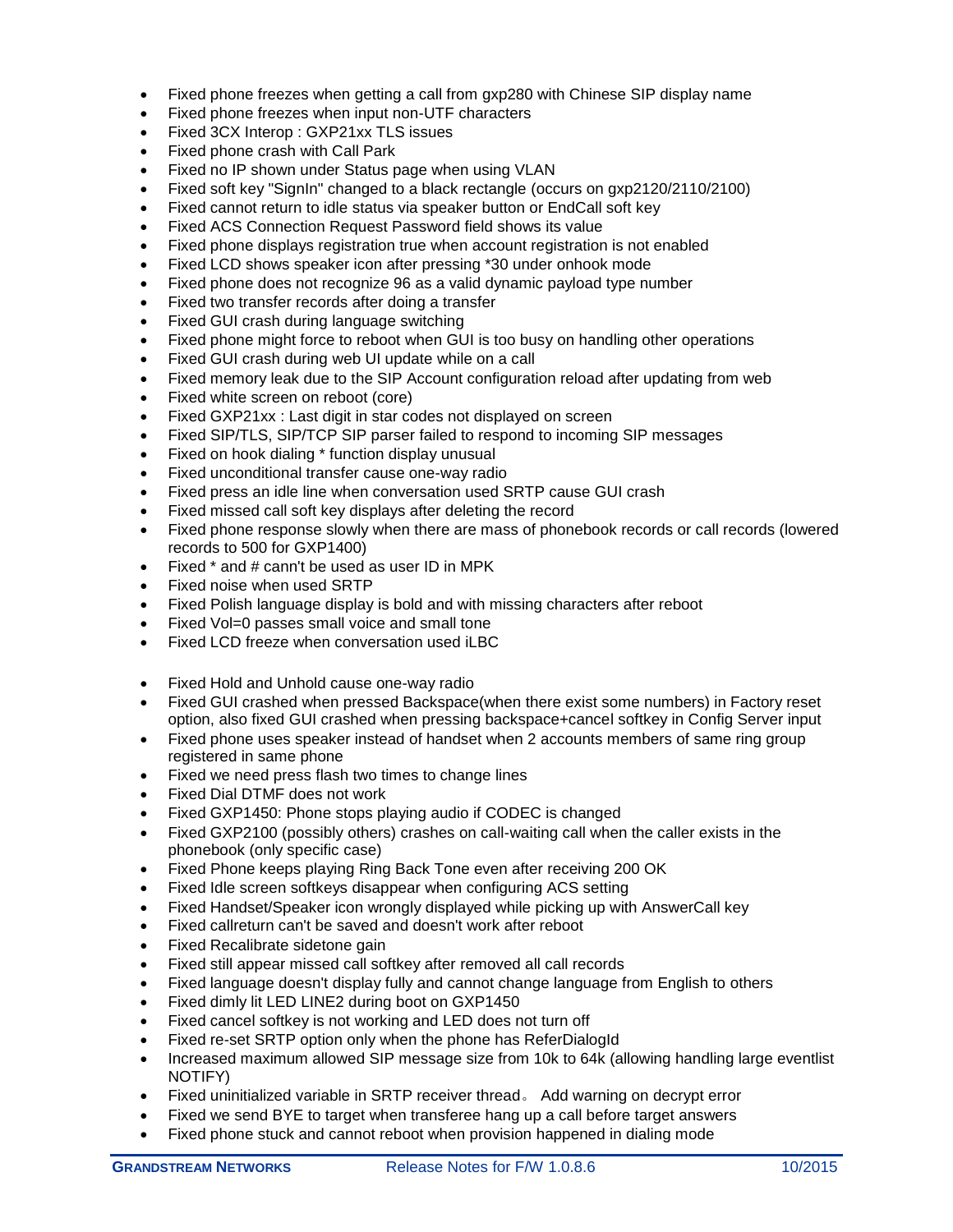- Fixed phone freezes when getting a call from gxp280 with Chinese SIP display name
- Fixed phone freezes when input non-UTF characters
- Fixed 3CX Interop : GXP21xx TLS issues
- Fixed phone crash with Call Park
- Fixed no IP shown under Status page when using VLAN
- Fixed soft key "SignIn" changed to a black rectangle (occurs on gxp2120/2110/2100)
- Fixed cannot return to idle status via speaker button or EndCall soft key
- Fixed ACS Connection Request Password field shows its value
- Fixed phone displays registration true when account registration is not enabled
- Fixed LCD shows speaker icon after pressing *30 under onhook mode
- Fixed phone does not recognize 96 as a valid dynamic payload type number
- Fixed two transfer records after doing a transfer
- Fixed GUI crash during language switching
- Fixed phone might force to reboot when GUI is too busy on handling other operations
- Fixed GUI crash during web UI update while on a call
- Fixed memory leak due to the SIP Account configuration reload after updating from web
- Fixed white screen on reboot (core)
- Fixed GXP21xx : Last digit in star codes not displayed on screen
- Fixed SIP/TLS, SIP/TCP SIP parser failed to respond to incoming SIP messages
- Fixed on hook dialing * function display unusual
- Fixed unconditional transfer cause one-way radio
- Fixed press an idle line when conversation used SRTP cause GUI crash
- Fixed missed call soft key displays after deleting the record
- Fixed phone response slowly when there are mass of phonebook records or call records (lowered records to 500 for GXP1400)
- Fixed * and # cann't be used as user ID in MPK
- Fixed noise when used SRTP
- Fixed Polish language display is bold and with missing characters after reboot
- Fixed Vol=0 passes small voice and small tone
- Fixed LCD freeze when conversation used iLBC

- Fixed Hold and Unhold cause one-way radio
- Fixed GUI crashed when pressed Backspace(when there exist some numbers) in Factory reset option, also fixed GUI crashed when pressing backspace+cancel softkey in Config Server input
- Fixed phone uses speaker instead of handset when 2 accounts members of same ring group registered in same phone
- Fixed we need press flash two times to change lines
- Fixed Dial DTMF does not work
- Fixed GXP1450: Phone stops playing audio if CODEC is changed
- Fixed GXP2100 (possibly others) crashes on call-waiting call when the caller exists in the phonebook (only specific case)
- Fixed Phone keeps playing Ring Back Tone even after receiving 200 OK
- Fixed Idle screen softkeys disappear when configuring ACS setting
- Fixed Handset/Speaker icon wrongly displayed while picking up with AnswerCall key
- Fixed callreturn can't be saved and doesn't work after reboot
- Fixed Recalibrate sidetone gain
- Fixed still appear missed call softkey after removed all call records
- Fixed language doesn't display fully and cannot change language from English to others
- Fixed dimly lit LED LINE2 during boot on GXP1450
- Fixed cancel softkey is not working and LED does not turn off
- Fixed re-set SRTP option only when the phone has ReferDialogId
- Increased maximum allowed SIP message size from 10k to 64k (allowing handling large eventlist NOTIFY)
- Fixed uninitialized variable in SRTP receiver thread。 Add warning on decrypt error
- Fixed we send BYE to target when transferee hang up a call before target answers
- Fixed phone stuck and cannot reboot when provision happened in dialing mode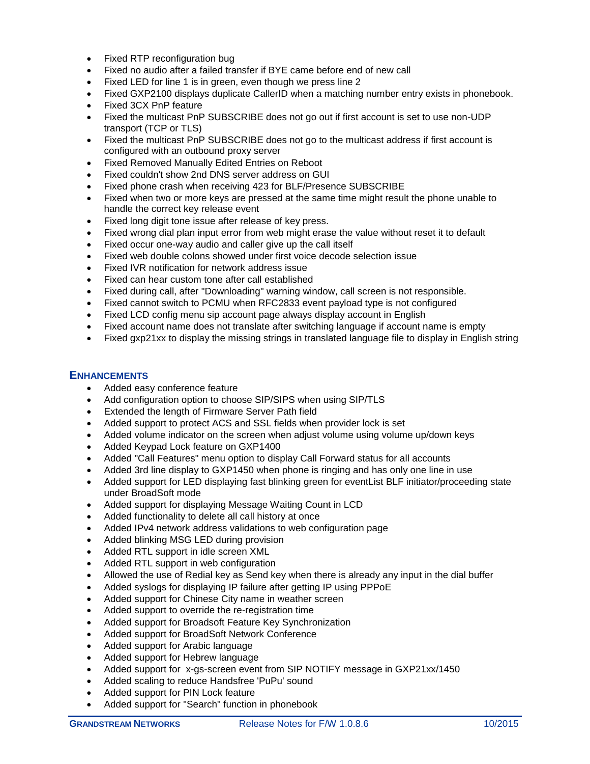- Fixed RTP reconfiguration bug
- Fixed no audio after a failed transfer if BYE came before end of new call
- Fixed LED for line 1 is in green, even though we press line 2
- Fixed GXP2100 displays duplicate CallerID when a matching number entry exists in phonebook.
- Fixed 3CX PnP feature
- Fixed the multicast PnP SUBSCRIBE does not go out if first account is set to use non-UDP transport (TCP or TLS)
- Fixed the multicast PnP SUBSCRIBE does not go to the multicast address if first account is configured with an outbound proxy server
- Fixed Removed Manually Edited Entries on Reboot
- Fixed couldn't show 2nd DNS server address on GUI
- Fixed phone crash when receiving 423 for BLF/Presence SUBSCRIBE
- Fixed when two or more keys are pressed at the same time might result the phone unable to handle the correct key release event
- Fixed long digit tone issue after release of key press.
- Fixed wrong dial plan input error from web might erase the value without reset it to default
- Fixed occur one-way audio and caller give up the call itself
- Fixed web double colons showed under first voice decode selection issue
- Fixed IVR notification for network address issue
- Fixed can hear custom tone after call established
- Fixed during call, after "Downloading" warning window, call screen is not responsible.
- Fixed cannot switch to PCMU when RFC2833 event payload type is not configured
- Fixed LCD config menu sip account page always display account in English
- Fixed account name does not translate after switching language if account name is empty
- Fixed gxp21xx to display the missing strings in translated language file to display in English string

## ENHANCEMENTS

- Added easy conference feature
- Add configuration option to choose SIP/SIPS when using SIP/TLS
- Extended the length of Firmware Server Path field
- Added support to protect ACS and SSL fields when provider lock is set
- Added volume indicator on the screen when adjust volume using volume up/down keys
- Added Keypad Lock feature on GXP1400
- Added "Call Features" menu option to display Call Forward status for all accounts
- Added 3rd line display to GXP1450 when phone is ringing and has only one line in use
- Added support for LED displaying fast blinking green for eventList BLF initiator/proceeding state under BroadSoft mode
- Added support for displaying Message Waiting Count in LCD
- Added functionality to delete all call history at once
- Added IPv4 network address validations to web configuration page
- Added blinking MSG LED during provision
- Added RTL support in idle screen XML
- Added RTL support in web configuration
- Allowed the use of Redial key as Send key when there is already any input in the dial buffer
- Added syslogs for displaying IP failure after getting IP using PPPoE
- Added support for Chinese City name in weather screen
- Added support to override the re-registration time
- Added support for Broadsoft Feature Key Synchronization
- Added support for BroadSoft Network Conference
- Added support for Arabic language
- Added support for Hebrew language
- Added support for x-gs-screen event from SIP NOTIFY message in GXP21xx/1450
- Added scaling to reduce Handsfree 'PuPu' sound
- Added support for PIN Lock feature
- Added support for "Search" function in phonebook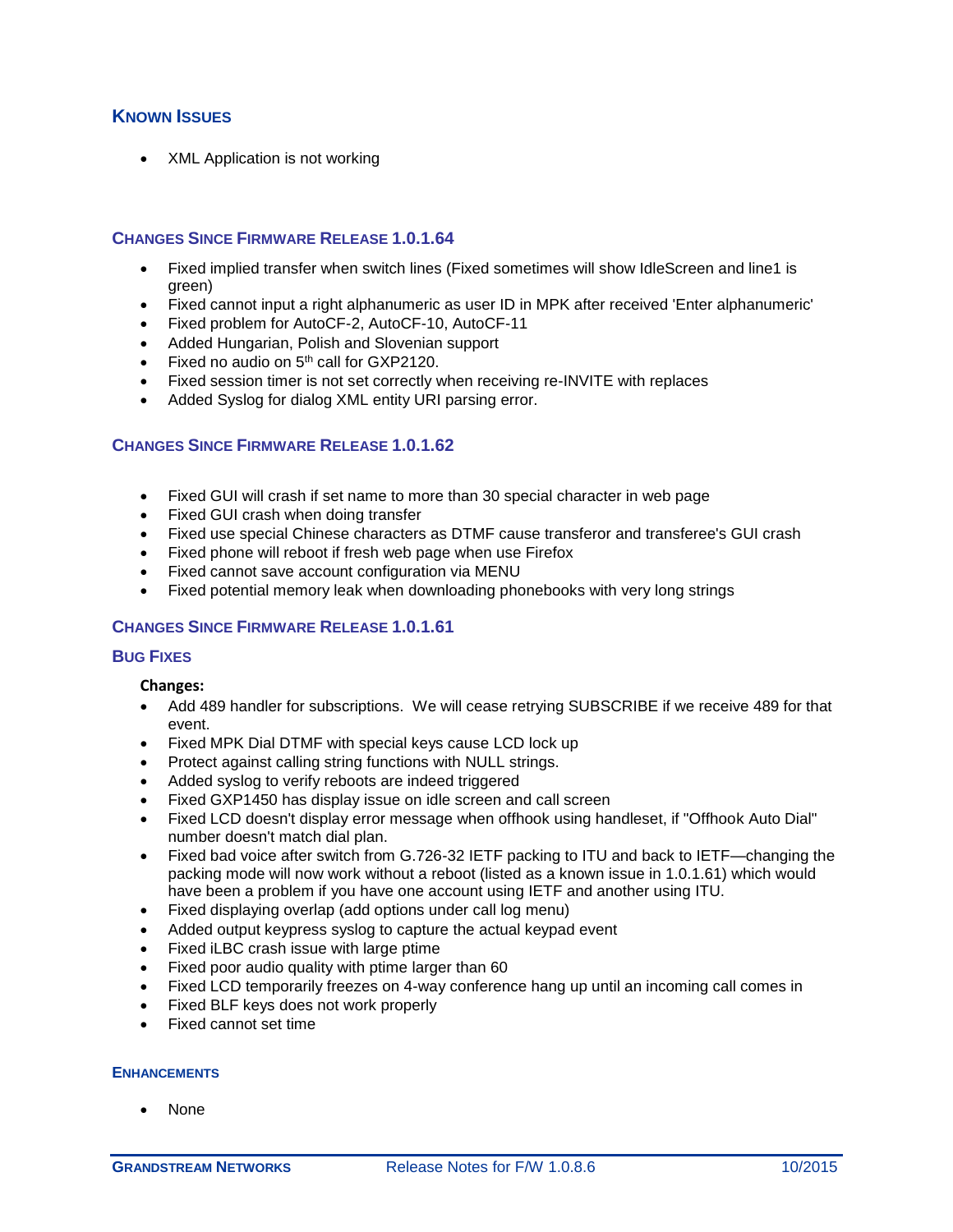## KNOWN ISSUES

- XML Application is not working

### CHANGES SINCE FIRMWARE RELEASE 1.0.1.64

- Fixed implied transfer when switch lines (Fixed sometimes will show IdleScreen and line1 is green)
- Fixed cannot input a right alphanumeric as user ID in MPK after received 'Enter alphanumeric'
- Fixed problem for AutoCF-2, AutoCF-10, AutoCF-11
- Added Hungarian, Polish and Slovenian support
- Fixed no audio on 5th call for GXP2120.
- Fixed session timer is not set correctly when receiving re-INVITE with replaces
- Added Syslog for dialog XML entity URI parsing error.

### CHANGES SINCE FIRMWARE RELEASE 1.0.1.62

- Fixed GUI will crash if set name to more than 30 special character in web page
- Fixed GUI crash when doing transfer
- Fixed use special Chinese characters as DTMF cause transferor and transferee's GUI crash
- Fixed phone will reboot if fresh web page when use Firefox
- Fixed cannot save account configuration via MENU
- Fixed potential memory leak when downloading phonebooks with very long strings

### CHANGES SINCE FIRMWARE RELEASE 1.0.1.61

### BUG FIXES

**Changes:**

- Add 489 handler for subscriptions. We will cease retrying SUBSCRIBE if we receive 489 for that event.
- Fixed MPK Dial DTMF with special keys cause LCD lock up
- Protect against calling string functions with NULL strings.
- Added syslog to verify reboots are indeed triggered
- Fixed GXP1450 has display issue on idle screen and call screen
- Fixed LCD doesn't display error message when offhook using handleset, if "Offhook Auto Dial" number doesn't match dial plan.
- Fixed bad voice after switch from G.726-32 IETF packing to ITU and back to IETF—changing the packing mode will now work without a reboot (listed as a known issue in 1.0.1.61) which would have been a problem if you have one account using IETF and another using ITU.
- Fixed displaying overlap (add options under call log menu)
- Added output keypress syslog to capture the actual keypad event
- Fixed iLBC crash issue with large ptime
- Fixed poor audio quality with ptime larger than 60
- Fixed LCD temporarily freezes on 4-way conference hang up until an incoming call comes in
- Fixed BLF keys does not work properly
- Fixed cannot set time

### ENHANCEMENTS

- None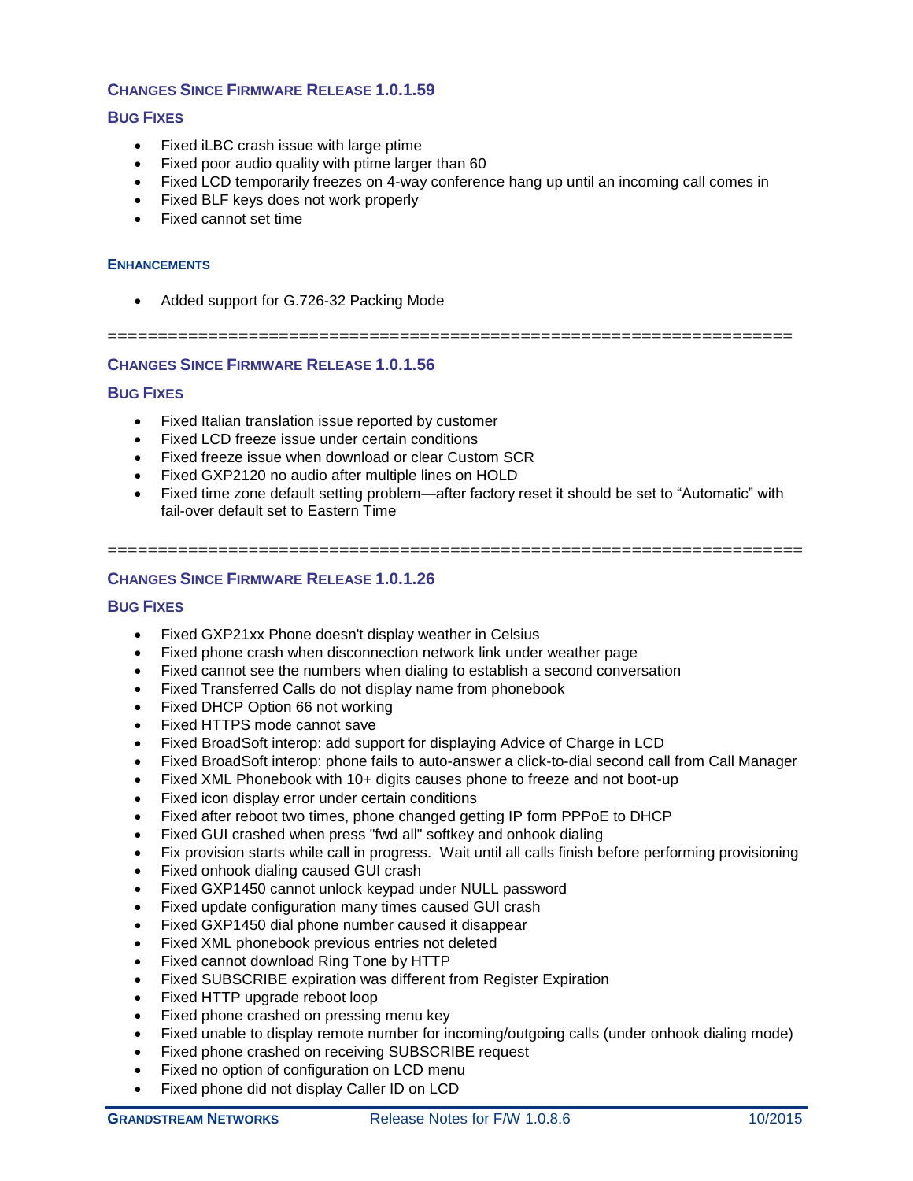## CHANGES SINCE FIRMWARE RELEASE 1.0.1.59

### BUG FIXES

- Fixed iLBC crash issue with large ptime
- Fixed poor audio quality with ptime larger than 60
- Fixed LCD temporarily freezes on 4-way conference hang up until an incoming call comes in
- Fixed BLF keys does not work properly
- Fixed cannot set time

### ENHANCEMENTS

- Added support for G.726-32 Packing Mode

==================================================================

## CHANGES SINCE FIRMWARE RELEASE 1.0.1.56

### BUG FIXES

- Fixed Italian translation issue reported by customer
- Fixed LCD freeze issue under certain conditions
- Fixed freeze issue when download or clear Custom SCR
- Fixed GXP2120 no audio after multiple lines on HOLD
- Fixed time zone default setting problem—after factory reset it should be set to “Automatic” with fail-over default set to Eastern Time

==================================================================

## CHANGES SINCE FIRMWARE RELEASE 1.0.1.26

### BUG FIXES

- Fixed GXP21xx Phone doesn't display weather in Celsius
- Fixed phone crash when disconnection network link under weather page
- Fixed cannot see the numbers when dialing to establish a second conversation
- Fixed Transferred Calls do not display name from phonebook
- Fixed DHCP Option 66 not working
- Fixed HTTPS mode cannot save
- Fixed BroadSoft interop: add support for displaying Advice of Charge in LCD
- Fixed BroadSoft interop: phone fails to auto-answer a click-to-dial second call from Call Manager
- Fixed XML Phonebook with 10+ digits causes phone to freeze and not boot-up
- Fixed icon display error under certain conditions
- Fixed after reboot two times, phone changed getting IP form PPPoE to DHCP
- Fixed GUI crashed when press "fwd all" softkey and onhook dialing
- Fix provision starts while call in progress. Wait until all calls finish before performing provisioning
- Fixed onhook dialing caused GUI crash
- Fixed GXP1450 cannot unlock keypad under NULL password
- Fixed update configuration many times caused GUI crash
- Fixed GXP1450 dial phone number caused it disappear
- Fixed XML phonebook previous entries not deleted
- Fixed cannot download Ring Tone by HTTP
- Fixed SUBSCRIBE expiration was different from Register Expiration
- Fixed HTTP upgrade reboot loop
- Fixed phone crashed on pressing menu key
- Fixed unable to display remote number for incoming/outgoing calls (under onhook dialing mode)
- Fixed phone crashed on receiving SUBSCRIBE request
- Fixed no option of configuration on LCD menu
- Fixed phone did not display Caller ID on LCD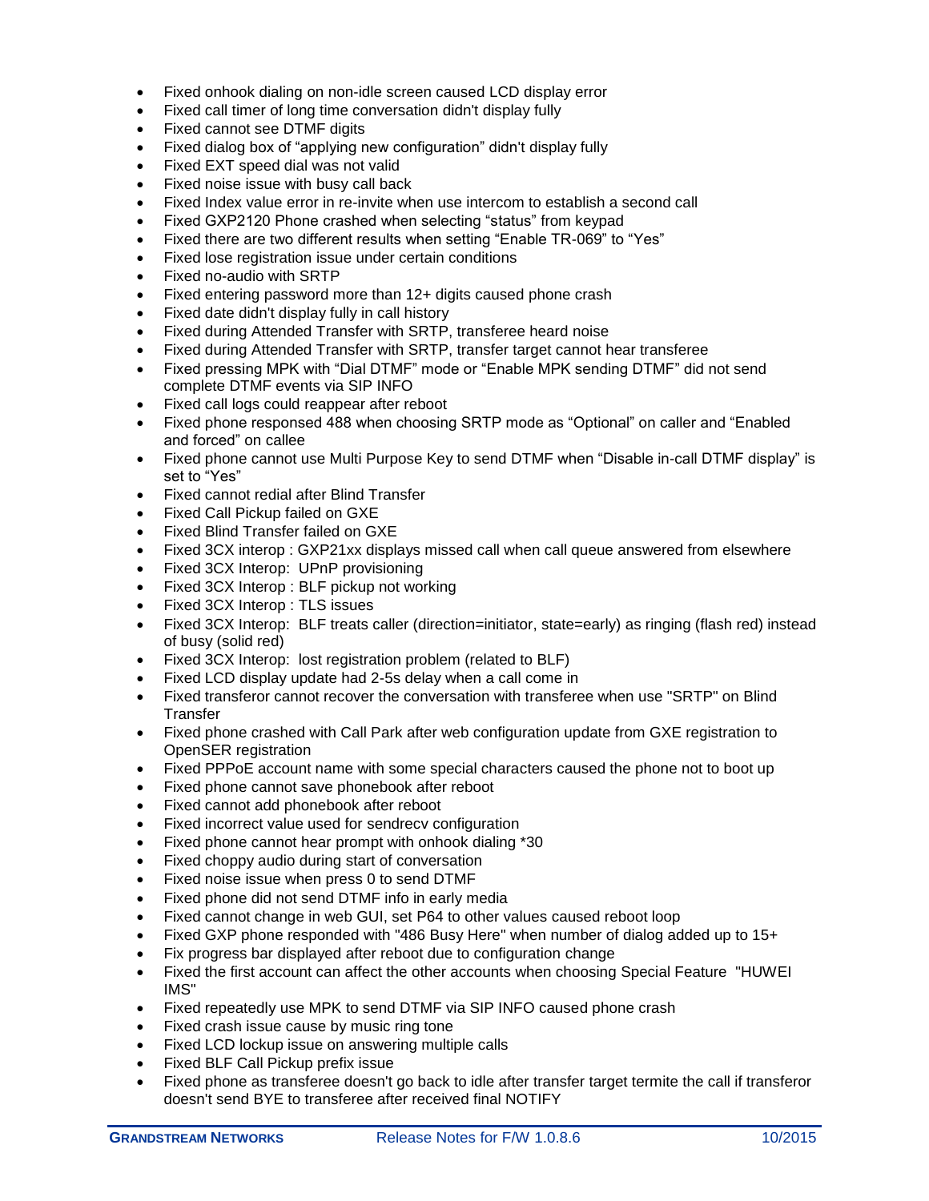- Fixed onhook dialing on non-idle screen caused LCD display error
- Fixed call timer of long time conversation didn't display fully
- Fixed cannot see DTMF digits
- Fixed dialog box of “applying new configuration” didn't display fully
- Fixed EXT speed dial was not valid
- Fixed noise issue with busy call back
- Fixed Index value error in re-invite when use intercom to establish a second call
- Fixed GXP2120 Phone crashed when selecting “status” from keypad
- Fixed there are two different results when setting “Enable TR-069” to “Yes”
- Fixed lose registration issue under certain conditions
- Fixed no-audio with SRTP
- Fixed entering password more than 12+ digits caused phone crash
- Fixed date didn't display fully in call history
- Fixed during Attended Transfer with SRTP, transferee heard noise
- Fixed during Attended Transfer with SRTP, transfer target cannot hear transferee
- Fixed pressing MPK with “Dial DTMF” mode or “Enable MPK sending DTMF” did not send complete DTMF events via SIP INFO
- Fixed call logs could reappear after reboot
- Fixed phone responsed 488 when choosing SRTP mode as “Optional” on caller and “Enabled and forced” on callee
- Fixed phone cannot use Multi Purpose Key to send DTMF when “Disable in-call DTMF display” is set to “Yes”
- Fixed cannot redial after Blind Transfer
- Fixed Call Pickup failed on GXE
- Fixed Blind Transfer failed on GXE
- Fixed 3CX interop : GXP21xx displays missed call when call queue answered from elsewhere
- Fixed 3CX Interop: UPnP provisioning
- Fixed 3CX Interop : BLF pickup not working
- Fixed 3CX Interop : TLS issues
- Fixed 3CX Interop: BLF treats caller (direction=initiator, state=early) as ringing (flash red) instead of busy (solid red)
- Fixed 3CX Interop: lost registration problem (related to BLF)
- Fixed LCD display update had 2-5s delay when a call come in
- Fixed transferor cannot recover the conversation with transferee when use "SRTP" on Blind Transfer
- Fixed phone crashed with Call Park after web configuration update from GXE registration to OpenSER registration
- Fixed PPPoE account name with some special characters caused the phone not to boot up
- Fixed phone cannot save phonebook after reboot
- Fixed cannot add phonebook after reboot
- Fixed incorrect value used for sendrecv configuration
- Fixed phone cannot hear prompt with onhook dialing *30
- Fixed choppy audio during start of conversation
- Fixed noise issue when press 0 to send DTMF
- Fixed phone did not send DTMF info in early media
- Fixed cannot change in web GUI, set P64 to other values caused reboot loop
- Fixed GXP phone responded with "486 Busy Here" when number of dialog added up to 15+
- Fix progress bar displayed after reboot due to configuration change
- Fixed the first account can affect the other accounts when choosing Special Feature "HUWEI IMS"
- Fixed repeatedly use MPK to send DTMF via SIP INFO caused phone crash
- Fixed crash issue cause by music ring tone
- Fixed LCD lockup issue on answering multiple calls
- Fixed BLF Call Pickup prefix issue
- Fixed phone as transferee doesn't go back to idle after transfer target termite the call if transferor doesn't send BYE to transferee after received final NOTIFY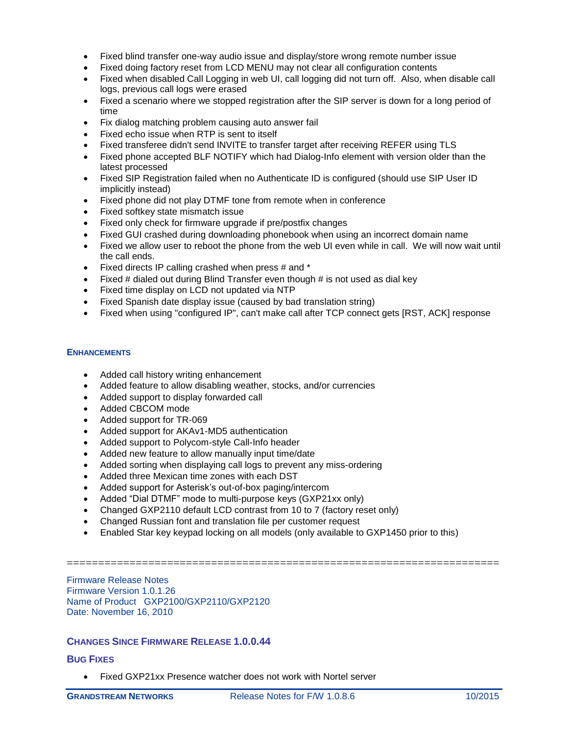- Fixed blind transfer one-way audio issue and display/store wrong remote number issue
- Fixed doing factory reset from LCD MENU may not clear all configuration contents
- Fixed when disabled Call Logging in web UI, call logging did not turn off. Also, when disable call logs, previous call logs were erased
- Fixed a scenario where we stopped registration after the SIP server is down for a long period of time
- Fix dialog matching problem causing auto answer fail
- Fixed echo issue when RTP is sent to itself
- Fixed transferee didn't send INVITE to transfer target after receiving REFER using TLS
- Fixed phone accepted BLF NOTIFY which had Dialog-Info element with version older than the latest processed
- Fixed SIP Registration failed when no Authenticate ID is configured (should use SIP User ID implicitly instead)
- Fixed phone did not play DTMF tone from remote when in conference
- Fixed softkey state mismatch issue
- Fixed only check for firmware upgrade if pre/postfix changes
- Fixed GUI crashed during downloading phonebook when using an incorrect domain name
- Fixed we allow user to reboot the phone from the web UI even while in call. We will now wait until the call ends.
- Fixed directs IP calling crashed when press # and *
- Fixed # dialed out during Blind Transfer even though # is not used as dial key
- Fixed time display on LCD not updated via NTP
- Fixed Spanish date display issue (caused by bad translation string)
- Fixed when using "configured IP", can't make call after TCP connect gets [RST, ACK] response

### ENHANCEMENTS

- Added call history writing enhancement
- Added feature to allow disabling weather, stocks, and/or currencies
- Added support to display forwarded call
- Added CBCOM mode
- Added support for TR-069
- Added support for AKAv1-MD5 authentication
- Added support to Polycom-style Call-Info header
- Added new feature to allow manually input time/date
- Added sorting when displaying call logs to prevent any miss-ordering
- Added three Mexican time zones with each DST
- Added support for Asterisk's out-of-box paging/intercom
- Added "Dial DTMF" mode to multi-purpose keys (GXP21xx only)
- Changed GXP2110 default LCD contrast from 10 to 7 (factory reset only)
- Changed Russian font and translation file per customer request
- Enabled Star key keypad locking on all models (only available to GXP1450 prior to this)

===================================================================

Firmware Release Notes
Firmware Version 1.0.1.26
Name of Product GXP2100/GXP2110/GXP2120
Date: November 16, 2010

## CHANGES SINCE FIRMWARE RELEASE 1.0.0.44

### BUG FIXES

- Fixed GXP21xx Presence watcher does not work with Nortel server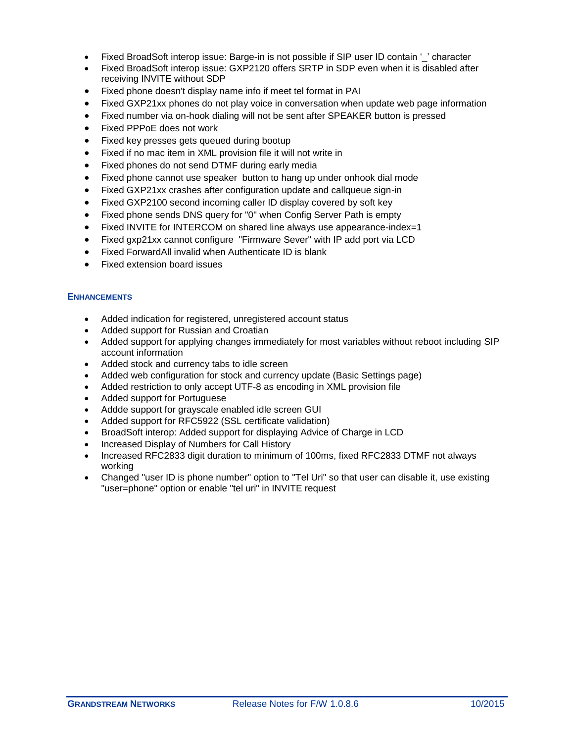- Fixed BroadSoft interop issue: Barge-in is not possible if SIP user ID contain '_' character
- Fixed BroadSoft interop issue: GXP2120 offers SRTP in SDP even when it is disabled after receiving INVITE without SDP
- Fixed phone doesn't display name info if meet tel format in PAI
- Fixed GXP21xx phones do not play voice in conversation when update web page information
- Fixed number via on-hook dialing will not be sent after SPEAKER button is pressed
- Fixed PPPoE does not work
- Fixed key presses gets queued during bootup
- Fixed if no mac item in XML provision file it will not write in
- Fixed phones do not send DTMF during early media
- Fixed phone cannot use speaker button to hang up under onhook dial mode
- Fixed GXP21xx crashes after configuration update and callqueue sign-in
- Fixed GXP2100 second incoming caller ID display covered by soft key
- Fixed phone sends DNS query for "0" when Config Server Path is empty
- Fixed INVITE for INTERCOM on shared line always use appearance-index=1
- Fixed gxp21xx cannot configure "Firmware Sever" with IP add port via LCD
- Fixed ForwardAll invalid when Authenticate ID is blank
- Fixed extension board issues

### ENHANCEMENTS

- Added indication for registered, unregistered account status
- Added support for Russian and Croatian
- Added support for applying changes immediately for most variables without reboot including SIP account information
- Added stock and currency tabs to idle screen
- Added web configuration for stock and currency update (Basic Settings page)
- Added restriction to only accept UTF-8 as encoding in XML provision file
- Added support for Portuguese
- Addde support for grayscale enabled idle screen GUI
- Added support for RFC5922 (SSL certificate validation)
- BroadSoft interop: Added support for displaying Advice of Charge in LCD
- Increased Display of Numbers for Call History
- Increased RFC2833 digit duration to minimum of 100ms, fixed RFC2833 DTMF not always working
- Changed "user ID is phone number" option to "Tel Uri" so that user can disable it, use existing "user=phone" option or enable "tel uri" in INVITE request